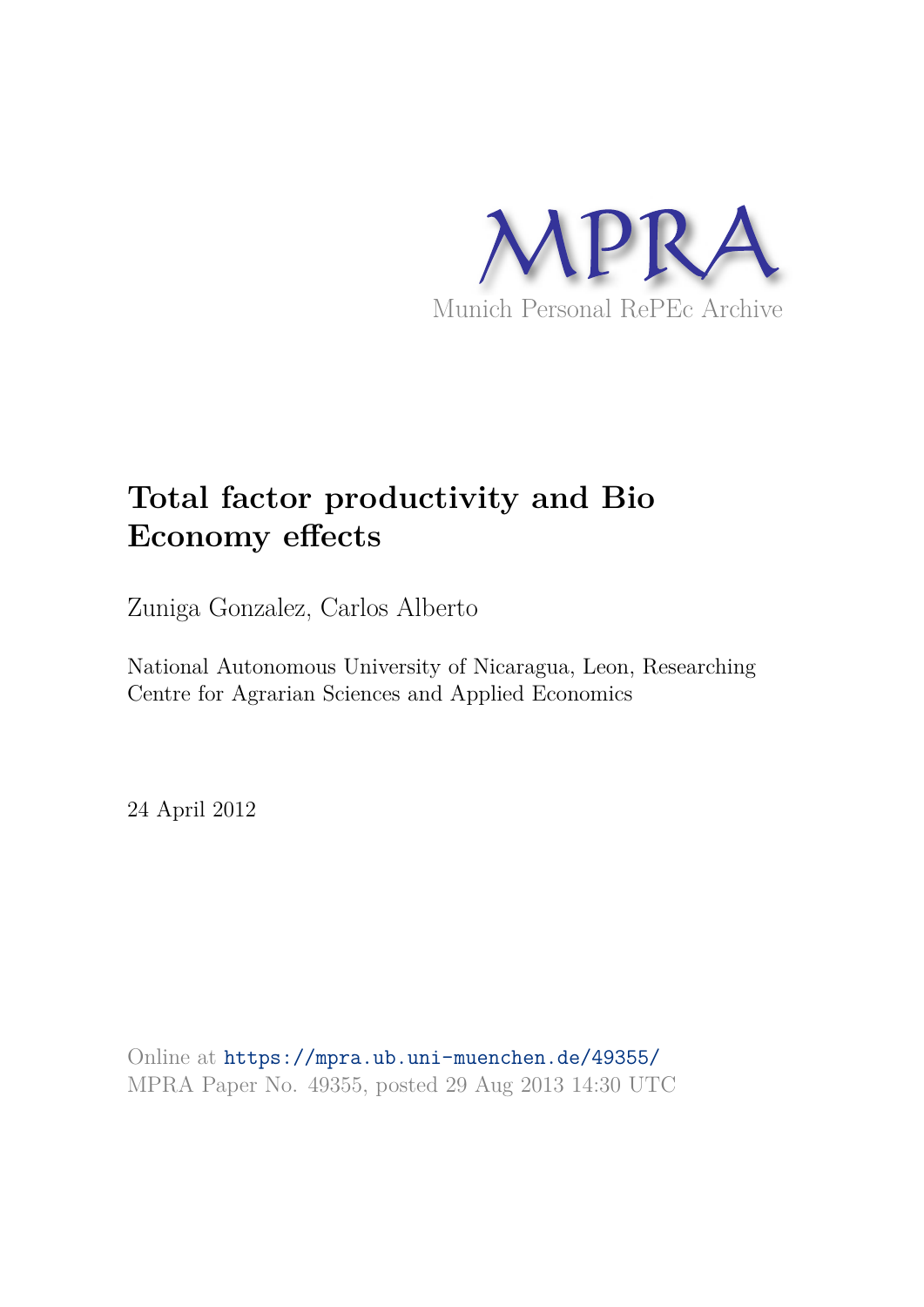MPRA

Munich Personal RePEc Archive

# Total factor productivity and Bio Economy effects

Zuniga Gonzalez, Carlos Alberto

National Autonomous University of Nicaragua, Leon, Researching Centre for Agrarian Sciences and Applied Economics

24 April 2012

Online at https://mpra.ub.uni-muenchen.de/49355/
MPRA Paper No. 49355, posted 29 Aug 2013 14:30 UTC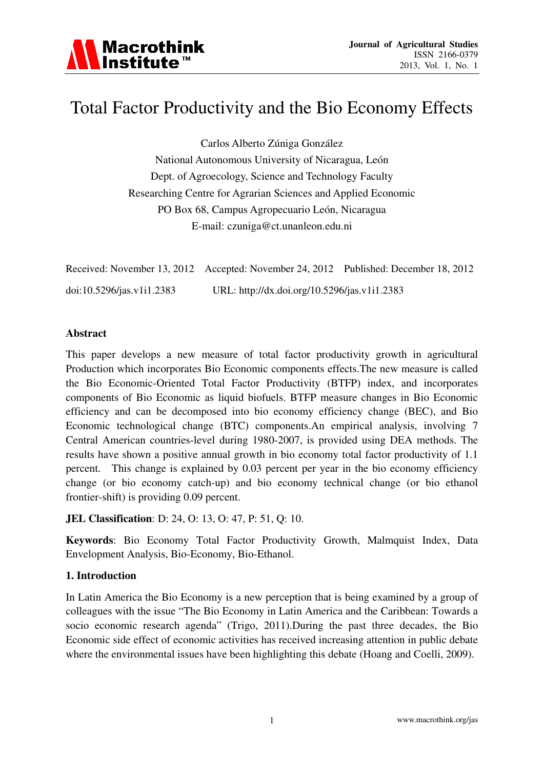# Total Factor Productivity and the Bio Economy Effects

Carlos Alberto Zúniga González

National Autonomous University of Nicaragua, León

Dept. of Agroecology, Science and Technology Faculty

Researching Centre for Agrarian Sciences and Applied Economic

PO Box 68, Campus Agropecuario León, Nicaragua

E-mail: czuniga@ct.unanleon.edu.ni

Received: November 13, 2012 Accepted: November 24, 2012 Published: December 18, 2012

doi:10.5296/jas.v1i1.2383 URL: http://dx.doi.org/10.5296/jas.v1i1.2383

**Abstract**

This paper develops a new measure of total factor productivity growth in agricultural Production which incorporates Bio Economic components effects.The new measure is called the Bio Economic-Oriented Total Factor Productivity (BTFP) index, and incorporates components of Bio Economic as liquid biofuels. BTFP measure changes in Bio Economic efficiency and can be decomposed into bio economy efficiency change (BEC), and Bio Economic technological change (BTC) components.An empirical analysis, involving 7 Central American countries-level during 1980-2007, is provided using DEA methods. The results have shown a positive annual growth in bio economy total factor productivity of 1.1 percent. This change is explained by 0.03 percent per year in the bio economy efficiency change (or bio economy catch-up) and bio economy technical change (or bio ethanol frontier-shift) is providing 0.09 percent.

**JEL Classification**: D: 24, O: 13, O: 47, P: 51, Q: 10.

**Keywords**: Bio Economy Total Factor Productivity Growth, Malmquist Index, Data Envelopment Analysis, Bio-Economy, Bio-Ethanol.

## 1. Introduction

In Latin America the Bio Economy is a new perception that is being examined by a group of colleagues with the issue "The Bio Economy in Latin America and the Caribbean: Towards a socio economic research agenda" (Trigo, 2011).During the past three decades, the Bio Economic side effect of economic activities has received increasing attention in public debate where the environmental issues have been highlighting this debate (Hoang and Coelli, 2009).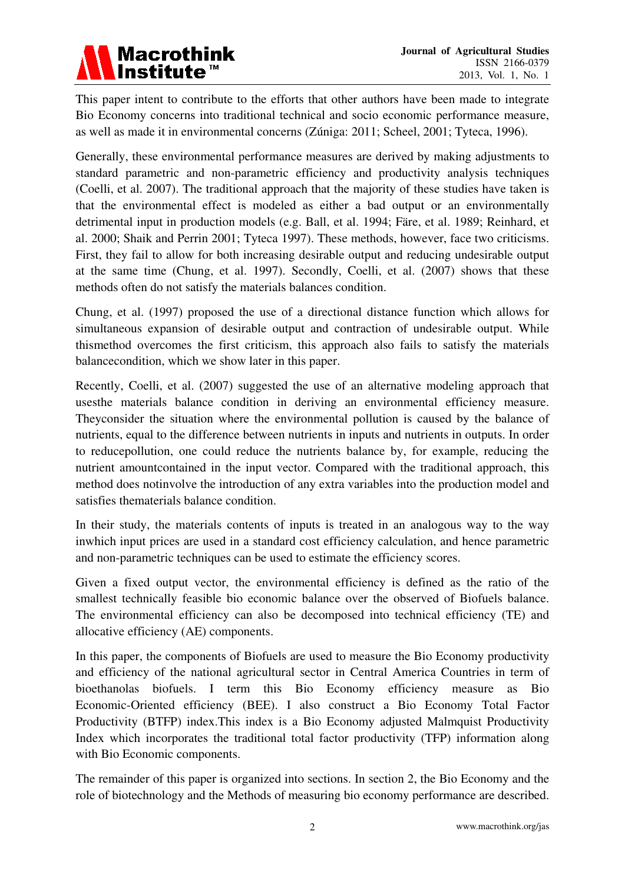This paper intent to contribute to the efforts that other authors have been made to integrate Bio Economy concerns into traditional technical and socio economic performance measure, as well as made it in environmental concerns (Zúniga: 2011; Scheel, 2001; Tyteca, 1996).

Generally, these environmental performance measures are derived by making adjustments to standard parametric and non-parametric efficiency and productivity analysis techniques (Coelli, et al. 2007). The traditional approach that the majority of these studies have taken is that the environmental effect is modeled as either a bad output or an environmentally detrimental input in production models (e.g. Ball, et al. 1994; Färe, et al. 1989; Reinhard, et al. 2000; Shaik and Perrin 2001; Tyteca 1997). These methods, however, face two criticisms. First, they fail to allow for both increasing desirable output and reducing undesirable output at the same time (Chung, et al. 1997). Secondly, Coelli, et al. (2007) shows that these methods often do not satisfy the materials balances condition.

Chung, et al. (1997) proposed the use of a directional distance function which allows for simultaneous expansion of desirable output and contraction of undesirable output. While thismethod overcomes the first criticism, this approach also fails to satisfy the materials balancecondition, which we show later in this paper.

Recently, Coelli, et al. (2007) suggested the use of an alternative modeling approach that usesthe materials balance condition in deriving an environmental efficiency measure. Theyconsider the situation where the environmental pollution is caused by the balance of nutrients, equal to the difference between nutrients in inputs and nutrients in outputs. In order to reducepollution, one could reduce the nutrients balance by, for example, reducing the nutrient amountcontained in the input vector. Compared with the traditional approach, this method does notinvolve the introduction of any extra variables into the production model and satisfies thematerials balance condition.

In their study, the materials contents of inputs is treated in an analogous way to the way inwhich input prices are used in a standard cost efficiency calculation, and hence parametric and non-parametric techniques can be used to estimate the efficiency scores.

Given a fixed output vector, the environmental efficiency is defined as the ratio of the smallest technically feasible bio economic balance over the observed of Biofuels balance. The environmental efficiency can also be decomposed into technical efficiency (TE) and allocative efficiency (AE) components.

In this paper, the components of Biofuels are used to measure the Bio Economy productivity and efficiency of the national agricultural sector in Central America Countries in term of bioethanolas biofuels. I term this Bio Economy efficiency measure as Bio Economic-Oriented efficiency (BEE). I also construct a Bio Economy Total Factor Productivity (BTFP) index.This index is a Bio Economy adjusted Malmquist Productivity Index which incorporates the traditional total factor productivity (TFP) information along with Bio Economic components.

The remainder of this paper is organized into sections. In section 2, the Bio Economy and the role of biotechnology and the Methods of measuring bio economy performance are described.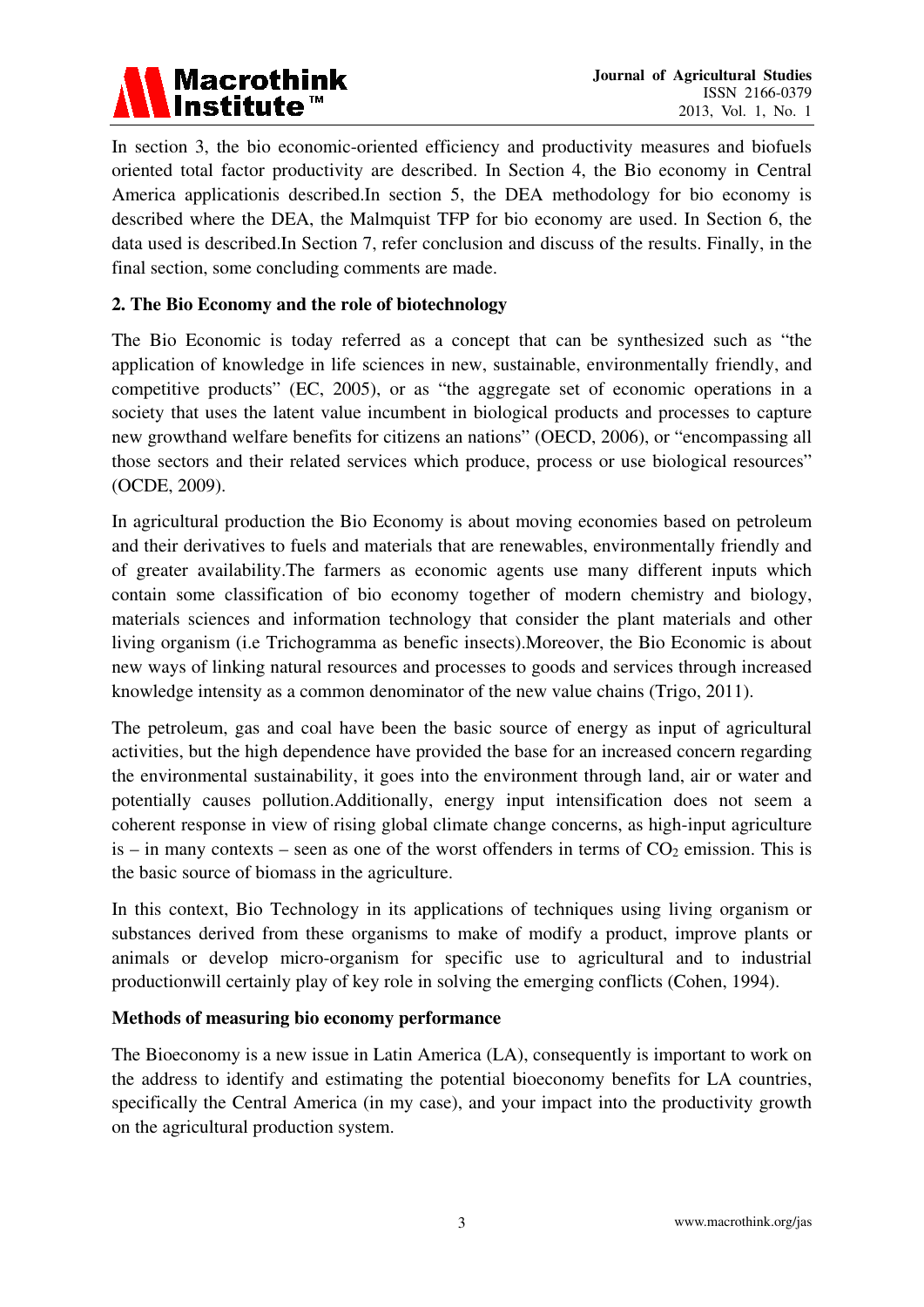In section 3, the bio economic-oriented efficiency and productivity measures and biofuels oriented total factor productivity are described. In Section 4, the Bio economy in Central America applicationis described.In section 5, the DEA methodology for bio economy is described where the DEA, the Malmquist TFP for bio economy are used. In Section 6, the data used is described.In Section 7, refer conclusion and discuss of the results. Finally, in the final section, some concluding comments are made.

## 2. The Bio Economy and the role of biotechnology

The Bio Economic is today referred as a concept that can be synthesized such as "the application of knowledge in life sciences in new, sustainable, environmentally friendly, and competitive products" (EC, 2005), or as "the aggregate set of economic operations in a society that uses the latent value incumbent in biological products and processes to capture new growthand welfare benefits for citizens an nations" (OECD, 2006), or "encompassing all those sectors and their related services which produce, process or use biological resources" (OCDE, 2009).

In agricultural production the Bio Economy is about moving economies based on petroleum and their derivatives to fuels and materials that are renewables, environmentally friendly and of greater availability.The farmers as economic agents use many different inputs which contain some classification of bio economy together of modern chemistry and biology, materials sciences and information technology that consider the plant materials and other living organism (i.e Trichogramma as benefic insects).Moreover, the Bio Economic is about new ways of linking natural resources and processes to goods and services through increased knowledge intensity as a common denominator of the new value chains (Trigo, 2011).

The petroleum, gas and coal have been the basic source of energy as input of agricultural activities, but the high dependence have provided the base for an increased concern regarding the environmental sustainability, it goes into the environment through land, air or water and potentially causes pollution.Additionally, energy input intensification does not seem a coherent response in view of rising global climate change concerns, as high-input agriculture is – in many contexts – seen as one of the worst offenders in terms of $CO_2$ emission. This is the basic source of biomass in the agriculture.

In this context, Bio Technology in its applications of techniques using living organism or substances derived from these organisms to make of modify a product, improve plants or animals or develop micro-organism for specific use to agricultural and to industrial productionwill certainly play of key role in solving the emerging conflicts (Cohen, 1994).

### Methods of measuring bio economy performance

The Bioeconomy is a new issue in Latin America (LA), consequently is important to work on the address to identify and estimating the potential bioeconomy benefits for LA countries, specifically the Central America (in my case), and your impact into the productivity growth on the agricultural production system.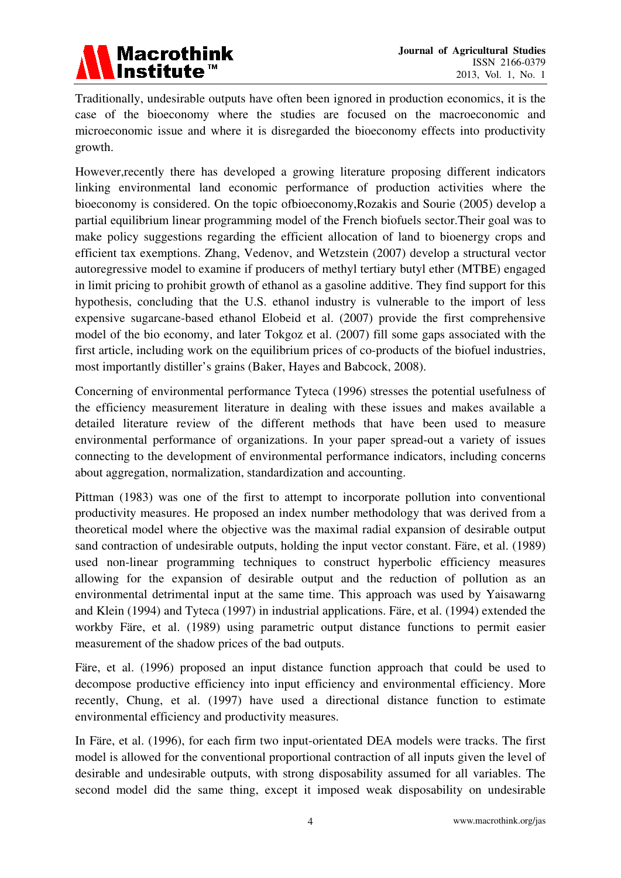Traditionally, undesirable outputs have often been ignored in production economics, it is the case of the bioeconomy where the studies are focused on the macroeconomic and microeconomic issue and where it is disregarded the bioeconomy effects into productivity growth.

However,recently there has developed a growing literature proposing different indicators linking environmental land economic performance of production activities where the bioeconomy is considered. On the topic ofbioeconomy,Rozakis and Sourie (2005) develop a partial equilibrium linear programming model of the French biofuels sector.Their goal was to make policy suggestions regarding the efficient allocation of land to bioenergy crops and efficient tax exemptions. Zhang, Vedenov, and Wetzstein (2007) develop a structural vector autoregressive model to examine if producers of methyl tertiary butyl ether (MTBE) engaged in limit pricing to prohibit growth of ethanol as a gasoline additive. They find support for this hypothesis, concluding that the U.S. ethanol industry is vulnerable to the import of less expensive sugarcane-based ethanol Elobeid et al. (2007) provide the first comprehensive model of the bio economy, and later Tokgoz et al. (2007) fill some gaps associated with the first article, including work on the equilibrium prices of co-products of the biofuel industries, most importantly distiller's grains (Baker, Hayes and Babcock, 2008).

Concerning of environmental performance Tyteca (1996) stresses the potential usefulness of the efficiency measurement literature in dealing with these issues and makes available a detailed literature review of the different methods that have been used to measure environmental performance of organizations. In your paper spread-out a variety of issues connecting to the development of environmental performance indicators, including concerns about aggregation, normalization, standardization and accounting.

Pittman (1983) was one of the first to attempt to incorporate pollution into conventional productivity measures. He proposed an index number methodology that was derived from a theoretical model where the objective was the maximal radial expansion of desirable output sand contraction of undesirable outputs, holding the input vector constant. Färe, et al. (1989) used non-linear programming techniques to construct hyperbolic efficiency measures allowing for the expansion of desirable output and the reduction of pollution as an environmental detrimental input at the same time. This approach was used by Yaisawarng and Klein (1994) and Tyteca (1997) in industrial applications. Färe, et al. (1994) extended the workby Färe, et al. (1989) using parametric output distance functions to permit easier measurement of the shadow prices of the bad outputs.

Färe, et al. (1996) proposed an input distance function approach that could be used to decompose productive efficiency into input efficiency and environmental efficiency. More recently, Chung, et al. (1997) have used a directional distance function to estimate environmental efficiency and productivity measures.

In Färe, et al. (1996), for each firm two input-orientated DEA models were tracks. The first model is allowed for the conventional proportional contraction of all inputs given the level of desirable and undesirable outputs, with strong disposability assumed for all variables. The second model did the same thing, except it imposed weak disposability on undesirable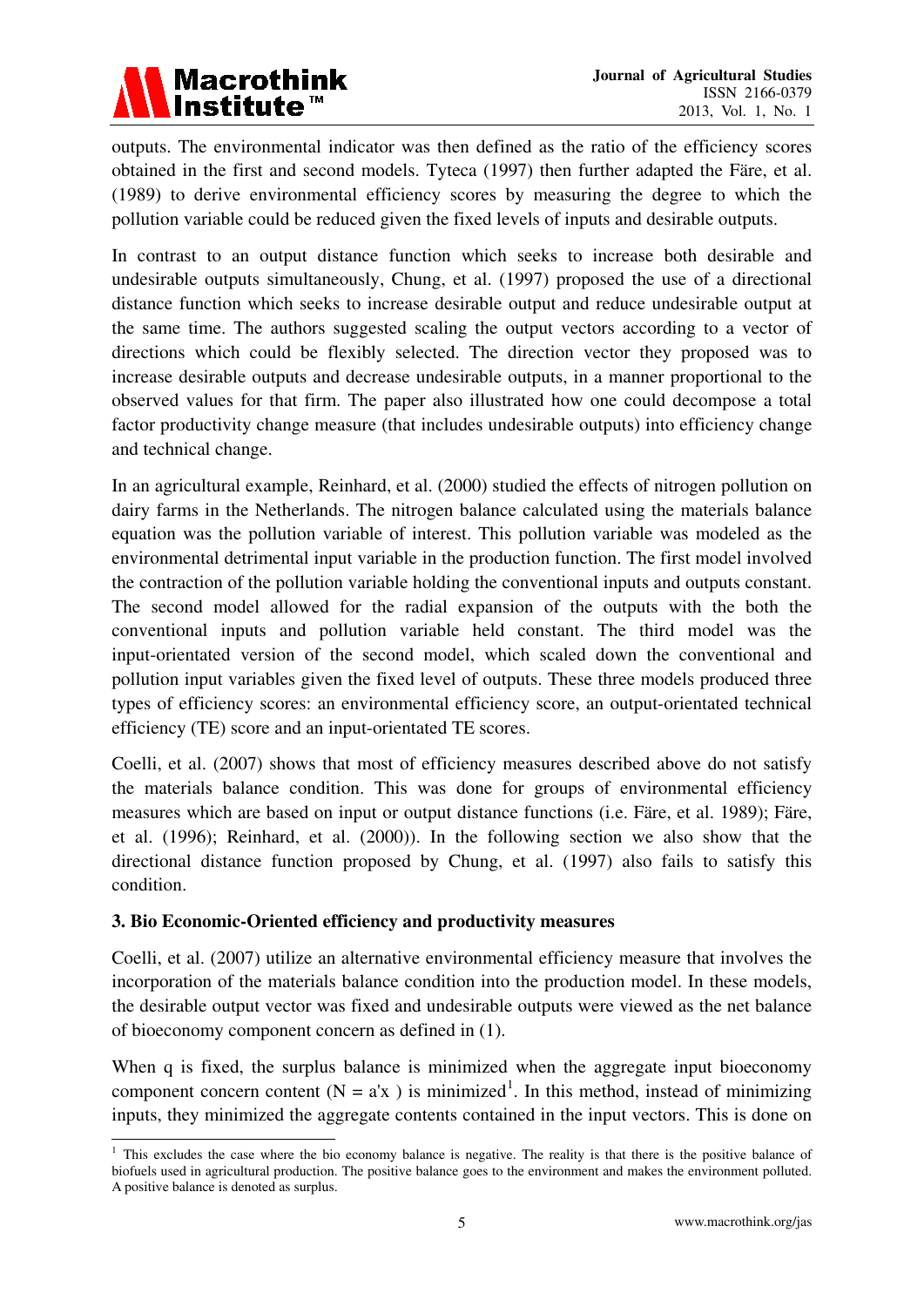outputs. The environmental indicator was then defined as the ratio of the efficiency scores obtained in the first and second models. Tyteca (1997) then further adapted the Färe, et al. (1989) to derive environmental efficiency scores by measuring the degree to which the pollution variable could be reduced given the fixed levels of inputs and desirable outputs.

In contrast to an output distance function which seeks to increase both desirable and undesirable outputs simultaneously, Chung, et al. (1997) proposed the use of a directional distance function which seeks to increase desirable output and reduce undesirable output at the same time. The authors suggested scaling the output vectors according to a vector of directions which could be flexibly selected. The direction vector they proposed was to increase desirable outputs and decrease undesirable outputs, in a manner proportional to the observed values for that firm. The paper also illustrated how one could decompose a total factor productivity change measure (that includes undesirable outputs) into efficiency change and technical change.

In an agricultural example, Reinhard, et al. (2000) studied the effects of nitrogen pollution on dairy farms in the Netherlands. The nitrogen balance calculated using the materials balance equation was the pollution variable of interest. This pollution variable was modeled as the environmental detrimental input variable in the production function. The first model involved the contraction of the pollution variable holding the conventional inputs and outputs constant. The second model allowed for the radial expansion of the outputs with the both the conventional inputs and pollution variable held constant. The third model was the input-orientated version of the second model, which scaled down the conventional and pollution input variables given the fixed level of outputs. These three models produced three types of efficiency scores: an environmental efficiency score, an output-orientated technical efficiency (TE) score and an input-orientated TE scores.

Coelli, et al. (2007) shows that most of efficiency measures described above do not satisfy the materials balance condition. This was done for groups of environmental efficiency measures which are based on input or output distance functions (i.e. Färe, et al. 1989); Färe, et al. (1996); Reinhard, et al. (2000)). In the following section we also show that the directional distance function proposed by Chung, et al. (1997) also fails to satisfy this condition.

### 3. Bio Economic-Oriented efficiency and productivity measures

Coelli, et al. (2007) utilize an alternative environmental efficiency measure that involves the incorporation of the materials balance condition into the production model. In these models, the desirable output vector was fixed and undesirable outputs were viewed as the net balance of bioeconomy component concern as defined in (1).

When q is fixed, the surplus balance is minimized when the aggregate input bioeconomy component concern content ($N = a'x$ ) is minimized[1]. In this method, instead of minimizing inputs, they minimized the aggregate contents contained in the input vectors. This is done on

[1] This excludes the case where the bio economy balance is negative. The reality is that there is the positive balance of biofuels used in agricultural production. The positive balance goes to the environment and makes the environment polluted. A positive balance is denoted as surplus.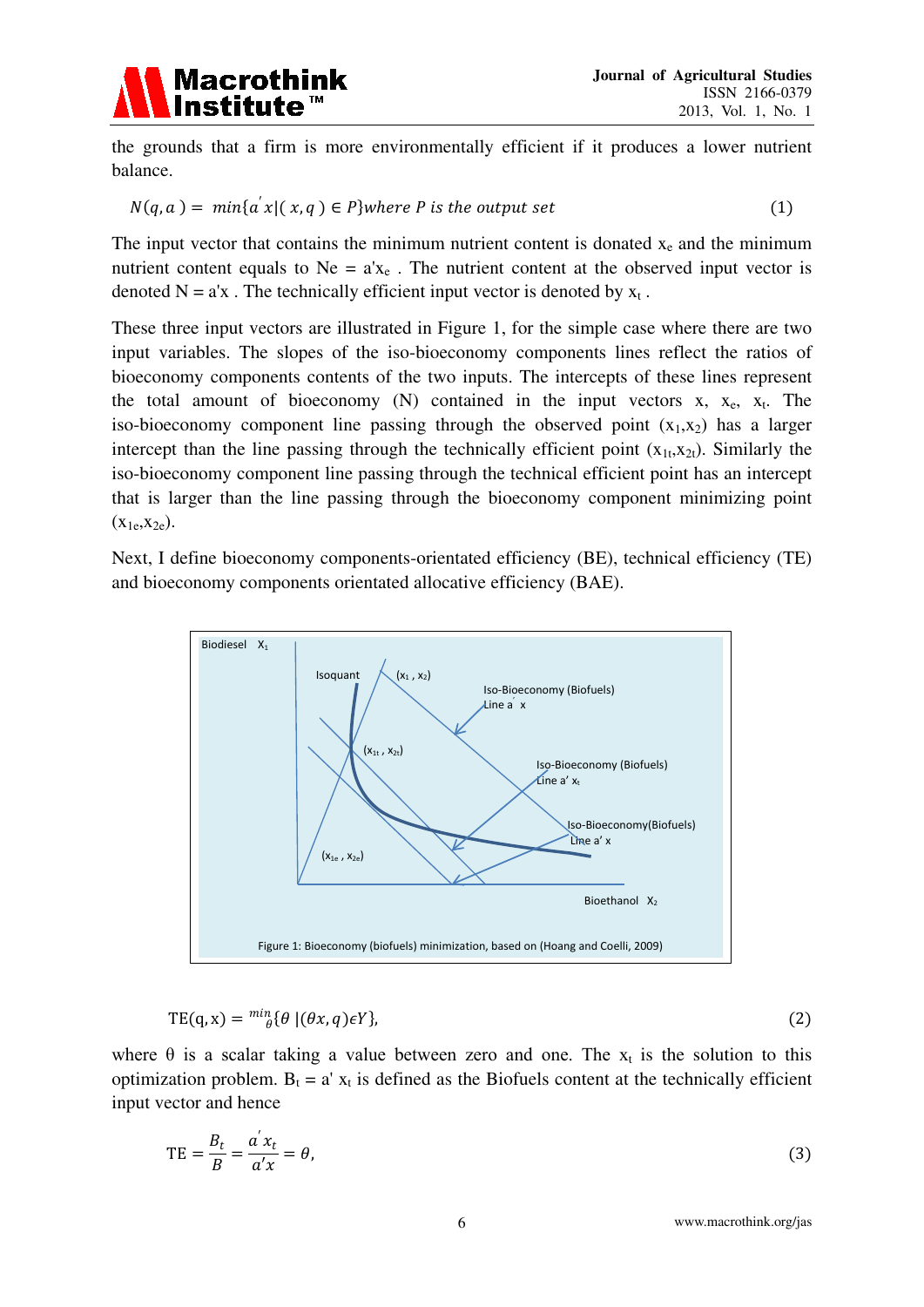the grounds that a firm is more environmentally efficient if it produces a lower nutrient balance.

$$N(q,a) = min\{a^{'}x|(x,q) \in P\} where\ P\ is\ the\ output\ set \tag{1}$$

The input vector that contains the minimum nutrient content is donated $x_e$ and the minimum nutrient content equals to Ne = a'$x_e$ . The nutrient content at the observed input vector is denoted N = a'x . The technically efficient input vector is denoted by $x_t$ .

These three input vectors are illustrated in Figure 1, for the simple case where there are two input variables. The slopes of the iso-bioeconomy components lines reflect the ratios of bioeconomy components contents of the two inputs. The intercepts of these lines represent the total amount of bioeconomy (N) contained in the input vectors x, $x_e$, $x_t$. The iso-bioeconomy component line passing through the observed point ($x_1$,$x_2$) has a larger intercept than the line passing through the technically efficient point ($x_{1t}$,$x_{2t}$). Similarly the iso-bioeconomy component line passing through the technical efficient point has an intercept that is larger than the line passing through the bioeconomy component minimizing point ($x_{1e}$,$x_{2e}$).

Next, I define bioeconomy components-orientated efficiency (BE), technical efficiency (TE) and bioeconomy components orientated allocative efficiency (BAE).

Figure 1: Bioeconomy (biofuels) minimization, based on (Hoang and Coelli, 2009)

$$\text{TE}(q,x) = {}^{min}_{\theta}\{\theta\ |(\theta x, q)\epsilon Y\}, \tag{2}$$

where θ is a scalar taking a value between zero and one. The $x_t$ is the solution to this optimization problem. $B_t$ = a' $x_t$ is defined as the Biofuels content at the technically efficient input vector and hence

$$\text{TE} = \frac{B_t}{B} = \frac{a^{'}x_t}{a'x} = \theta, \tag{3}$$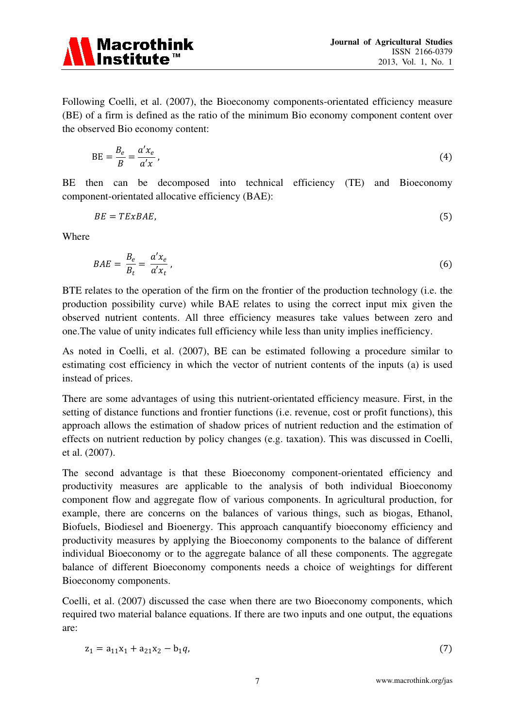Following Coelli, et al. (2007), the Bioeconomy components-orientated efficiency measure (BE) of a firm is defined as the ratio of the minimum Bio economy component content over the observed Bio economy content:

$$\mathrm{BE} = \frac{B_e}{B} = \frac{a' x_e}{a' x}, \tag{4}$$

BE then can be decomposed into technical efficiency (TE) and Bioeconomy component-orientated allocative efficiency (BAE):

$$BE = TExBAE, \tag{5}$$

Where

$$BAE = \frac{B_e}{B_t} = \frac{a' x_e}{a' x_t}, \tag{6}$$

BTE relates to the operation of the firm on the frontier of the production technology (i.e. the production possibility curve) while BAE relates to using the correct input mix given the observed nutrient contents. All three efficiency measures take values between zero and one.The value of unity indicates full efficiency while less than unity implies inefficiency.

As noted in Coelli, et al. (2007), BE can be estimated following a procedure similar to estimating cost efficiency in which the vector of nutrient contents of the inputs (a) is used instead of prices.

There are some advantages of using this nutrient-orientated efficiency measure. First, in the setting of distance functions and frontier functions (i.e. revenue, cost or profit functions), this approach allows the estimation of shadow prices of nutrient reduction and the estimation of effects on nutrient reduction by policy changes (e.g. taxation). This was discussed in Coelli, et al. (2007).

The second advantage is that these Bioeconomy component-orientated efficiency and productivity measures are applicable to the analysis of both individual Bioeconomy component flow and aggregate flow of various components. In agricultural production, for example, there are concerns on the balances of various things, such as biogas, Ethanol, Biofuels, Biodiesel and Bioenergy. This approach canquantify bioeconomy efficiency and productivity measures by applying the Bioeconomy components to the balance of different individual Bioeconomy or to the aggregate balance of all these components. The aggregate balance of different Bioeconomy components needs a choice of weightings for different Bioeconomy components.

Coelli, et al. (2007) discussed the case when there are two Bioeconomy components, which required two material balance equations. If there are two inputs and one output, the equations are:

$$\mathrm{z}_1 = \mathrm{a}_{11}\mathrm{x}_1 + \mathrm{a}_{21}\mathrm{x}_2 - \mathrm{b}_1 q, \tag{7}$$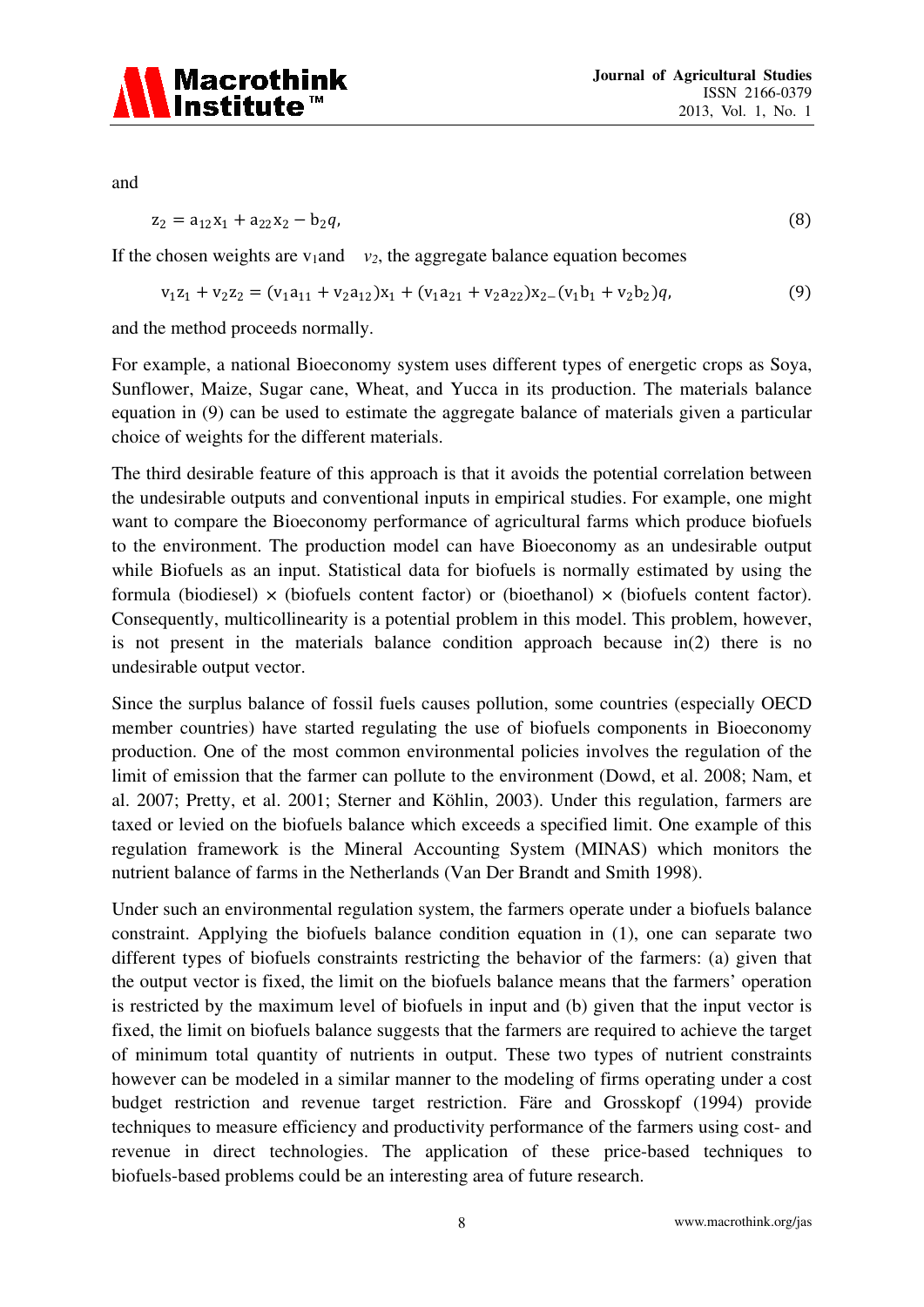and

$$z_2 = a_{12}x_1 + a_{22}x_2 - b_2q, \tag{8}$$

If the chosen weights are $v_1$and $v_2$, the aggregate balance equation becomes

$$v_1z_1 + v_2z_2 = (v_1a_{11} + v_2a_{12})x_1 + (v_1a_{21} + v_2a_{22})x_{2-}(v_1b_1 + v_2b_2)q, \tag{9}$$

and the method proceeds normally.

For example, a national Bioeconomy system uses different types of energetic crops as Soya, Sunflower, Maize, Sugar cane, Wheat, and Yucca in its production. The materials balance equation in (9) can be used to estimate the aggregate balance of materials given a particular choice of weights for the different materials.

The third desirable feature of this approach is that it avoids the potential correlation between the undesirable outputs and conventional inputs in empirical studies. For example, one might want to compare the Bioeconomy performance of agricultural farms which produce biofuels to the environment. The production model can have Bioeconomy as an undesirable output while Biofuels as an input. Statistical data for biofuels is normally estimated by using the formula (biodiesel) × (biofuels content factor) or (bioethanol) × (biofuels content factor). Consequently, multicollinearity is a potential problem in this model. This problem, however, is not present in the materials balance condition approach because in(2) there is no undesirable output vector.

Since the surplus balance of fossil fuels causes pollution, some countries (especially OECD member countries) have started regulating the use of biofuels components in Bioeconomy production. One of the most common environmental policies involves the regulation of the limit of emission that the farmer can pollute to the environment (Dowd, et al. 2008; Nam, et al. 2007; Pretty, et al. 2001; Sterner and Köhlin, 2003). Under this regulation, farmers are taxed or levied on the biofuels balance which exceeds a specified limit. One example of this regulation framework is the Mineral Accounting System (MINAS) which monitors the nutrient balance of farms in the Netherlands (Van Der Brandt and Smith 1998).

Under such an environmental regulation system, the farmers operate under a biofuels balance constraint. Applying the biofuels balance condition equation in (1), one can separate two different types of biofuels constraints restricting the behavior of the farmers: (a) given that the output vector is fixed, the limit on the biofuels balance means that the farmers' operation is restricted by the maximum level of biofuels in input and (b) given that the input vector is fixed, the limit on biofuels balance suggests that the farmers are required to achieve the target of minimum total quantity of nutrients in output. These two types of nutrient constraints however can be modeled in a similar manner to the modeling of firms operating under a cost budget restriction and revenue target restriction. Färe and Grosskopf (1994) provide techniques to measure efficiency and productivity performance of the farmers using cost- and revenue in direct technologies. The application of these price-based techniques to biofuels-based problems could be an interesting area of future research.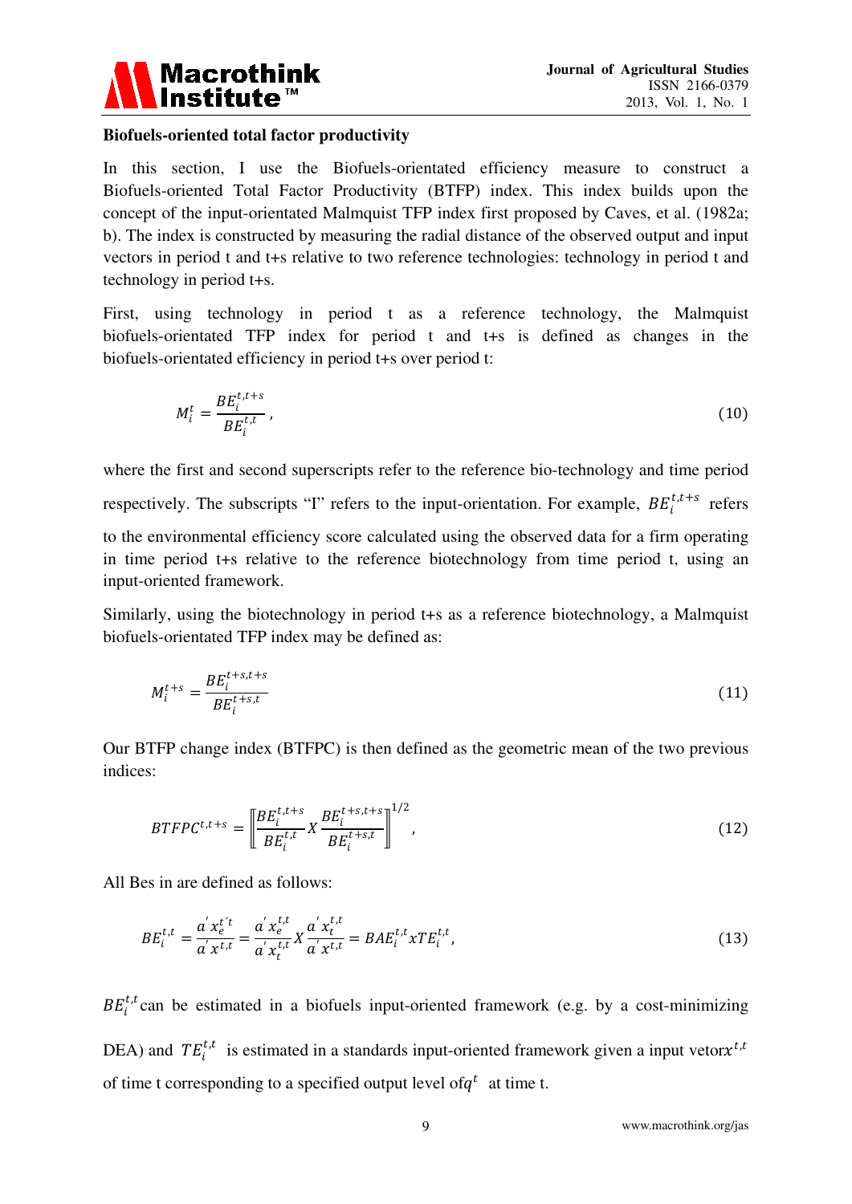**Biofuels-oriented total factor productivity**

In this section, I use the Biofuels-orientated efficiency measure to construct a Biofuels-oriented Total Factor Productivity (BTFP) index. This index builds upon the concept of the input-orientated Malmquist TFP index first proposed by Caves, et al. (1982a; b). The index is constructed by measuring the radial distance of the observed output and input vectors in period t and t+s relative to two reference technologies: technology in period t and technology in period t+s.

First, using technology in period t as a reference technology, the Malmquist biofuels-orientated TFP index for period t and t+s is defined as changes in the biofuels-orientated efficiency in period t+s over period t:

$$M_i^t = \frac{BE_i^{t,t+s}}{BE_i^{t,t}}\ , \tag{10}$$

where the first and second superscripts refer to the reference bio-technology and time period respectively. The subscripts "I" refers to the input-orientation. For example, $BE_i^{t,t+s}$ refers to the environmental efficiency score calculated using the observed data for a firm operating in time period t+s relative to the reference biotechnology from time period t, using an input-oriented framework.

Similarly, using the biotechnology in period t+s as a reference biotechnology, a Malmquist biofuels-orientated TFP index may be defined as:

$$M_i^{t+s} = \frac{BE_i^{t+s,t+s}}{BE_i^{t+s,t}} \tag{11}$$

Our BTFP change index (BTFPC) is then defined as the geometric mean of the two previous indices:

$$BTFPC^{t,t+s} = \left[\!\left[\frac{BE_i^{t,t+s}}{BE_i^{t,t}} X \frac{BE_i^{t+s,t+s}}{BE_i^{t+s,t}}\right]\!\right]^{1/2}, \tag{12}$$

All Bes in are defined as follows:

$$BE_i^{t,t} = \frac{a' x_e^{t't}}{a' x^{t,t}} = \frac{a' x_e^{t,t}}{a' x_t^{t,t}} X \frac{a' x_t^{t,t}}{a' x^{t,t}} = BAE_i^{t,t} x TE_i^{t,t}, \tag{13}$$

$BE_i^{t,t}$ can be estimated in a biofuels input-oriented framework (e.g. by a cost-minimizing DEA) and $TE_i^{t,t}$ is estimated in a standards input-oriented framework given a input vetor$x^{t,t}$ of time t corresponding to a specified output level of$q^t$ at time t.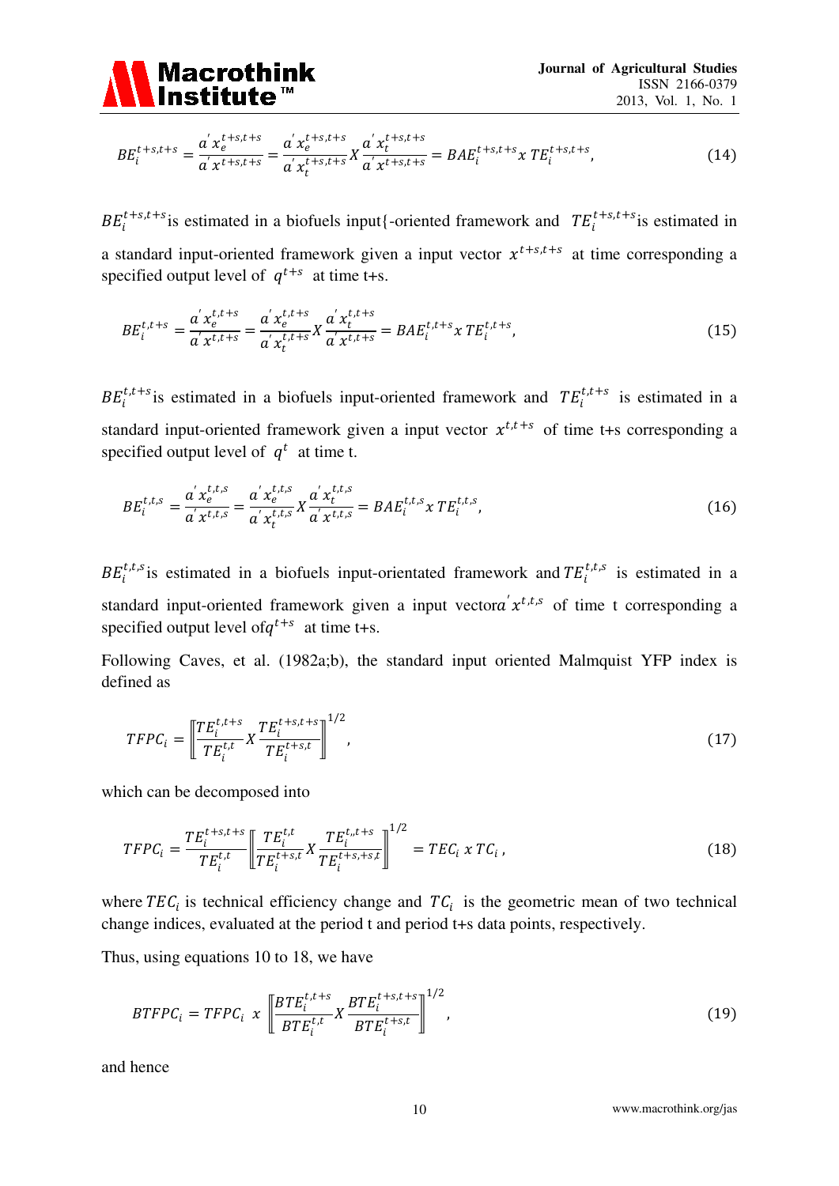$$BE_i^{t+s,t+s} = \frac{a^{'}x_e^{t+s,t+s}}{a^{'}x^{t+s,t+s}} = \frac{a^{'}x_e^{t+s,t+s}}{a^{'}x_t^{t+s,t+s}} X \frac{a^{'}x_t^{t+s,t+s}}{a^{'}x^{t+s,t+s}} = BAE_i^{t+s,t+s} x \; TE_i^{t+s,t+s}, \tag{14}$$

$BE_i^{t+s,t+s}$is estimated in a biofuels input{-oriented framework and $TE_i^{t+s,t+s}$is estimated in a standard input-oriented framework given a input vector $x^{t+s,t+s}$ at time corresponding a specified output level of $q^{t+s}$ at time t+s.

$$BE_i^{t,t+s} = \frac{a^{'}x_e^{t,t+s}}{a^{'}x^{t,t+s}} = \frac{a^{'}x_e^{t,t+s}}{a^{'}x_t^{t,t+s}} X \frac{a^{'}x_t^{t,t+s}}{a^{'}x^{t,t+s}} = BAE_i^{t,t+s} x \; TE_i^{t,t+s}, \tag{15}$$

$BE_i^{t,t+s}$is estimated in a biofuels input-oriented framework and $TE_i^{t,t+s}$ is estimated in a standard input-oriented framework given a input vector $x^{t,t+s}$ of time t+s corresponding a specified output level of $q^t$ at time t.

$$BE_i^{t,t,s} = \frac{a^{'}x_e^{t,t,s}}{a^{'}x^{t,t,s}} = \frac{a^{'}x_e^{t,t,s}}{a^{'}x_t^{t,t,s}} X \frac{a^{'}x_t^{t,t,s}}{a^{'}x^{t,t,s}} = BAE_i^{t,t,s} x \; TE_i^{t,t,s}, \tag{16}$$

$BE_i^{t,t,s}$is estimated in a biofuels input-orientated framework and $TE_i^{t,t,s}$ is estimated in a standard input-oriented framework given a input vector$a^{'}x^{t,t,s}$ of time t corresponding a specified output level of$q^{t+s}$ at time t+s.

Following Caves, et al. (1982a;b), the standard input oriented Malmquist YFP index is defined as

$$TFPC_i = \left[\!\left[\frac{TE_i^{t,t+s}}{TE_i^{t,t}} X \frac{TE_i^{t+s,t+s}}{TE_i^{t+s,t}}\right]\!\right]^{1/2}, \tag{17}$$

which can be decomposed into

$$TFPC_i = \frac{TE_i^{t+s,t+s}}{TE_i^{t,t}} \left[\!\left[\frac{TE_i^{t,t}}{TE_i^{t+s,t}} X \frac{TE_i^{t,,t+s}}{TE_i^{t+s,+s,t}}\right]\!\right]^{1/2} = TEC_i \; x \; TC_i\,, \tag{18}$$

where $TEC_i$ is technical efficiency change and $TC_i$ is the geometric mean of two technical change indices, evaluated at the period t and period t+s data points, respectively.

Thus, using equations 10 to 18, we have

$$BTFPC_i = TFPC_i \;\; x \;\; \left[\!\left[\frac{BTE_i^{t,t+s}}{BTE_i^{t,t}} X \frac{BTE_i^{t+s,t+s}}{BTE_i^{t+s,t}}\right]\!\right]^{1/2}, \tag{19}$$

and hence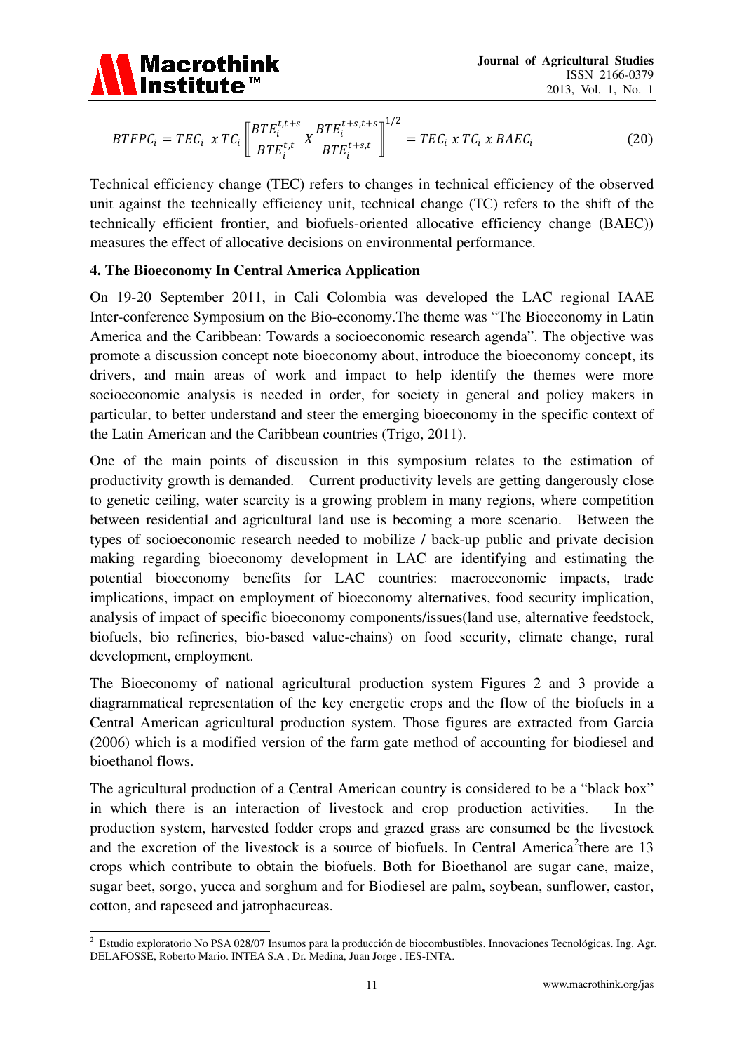$$BTFPC_i = TEC_i \ x \ TC_i \left[ \frac{BTE_i^{t,t+s}}{BTE_i^{t,t}} X \frac{BTE_i^{t+s,t+s}}{BTE_i^{t+s,t}} \right]^{1/2} = TEC_i \ x \ TC_i \ x \ BAEC_i \tag{20}$$

Technical efficiency change (TEC) refers to changes in technical efficiency of the observed unit against the technically efficiency unit, technical change (TC) refers to the shift of the technically efficient frontier, and biofuels-oriented allocative efficiency change (BAEC)) measures the effect of allocative decisions on environmental performance.

## 4. The Bioeconomy In Central America Application

On 19-20 September 2011, in Cali Colombia was developed the LAC regional IAAE Inter-conference Symposium on the Bio-economy.The theme was "The Bioeconomy in Latin America and the Caribbean: Towards a socioeconomic research agenda". The objective was promote a discussion concept note bioeconomy about, introduce the bioeconomy concept, its drivers, and main areas of work and impact to help identify the themes were more socioeconomic analysis is needed in order, for society in general and policy makers in particular, to better understand and steer the emerging bioeconomy in the specific context of the Latin American and the Caribbean countries (Trigo, 2011).

One of the main points of discussion in this symposium relates to the estimation of productivity growth is demanded. Current productivity levels are getting dangerously close to genetic ceiling, water scarcity is a growing problem in many regions, where competition between residential and agricultural land use is becoming a more scenario. Between the types of socioeconomic research needed to mobilize / back-up public and private decision making regarding bioeconomy development in LAC are identifying and estimating the potential bioeconomy benefits for LAC countries: macroeconomic impacts, trade implications, impact on employment of bioeconomy alternatives, food security implication, analysis of impact of specific bioeconomy components/issues(land use, alternative feedstock, biofuels, bio refineries, bio-based value-chains) on food security, climate change, rural development, employment.

The Bioeconomy of national agricultural production system Figures 2 and 3 provide a diagrammatical representation of the key energetic crops and the flow of the biofuels in a Central American agricultural production system. Those figures are extracted from Garcia (2006) which is a modified version of the farm gate method of accounting for biodiesel and bioethanol flows.

The agricultural production of a Central American country is considered to be a "black box" in which there is an interaction of livestock and crop production activities. In the production system, harvested fodder crops and grazed grass are consumed be the livestock and the excretion of the livestock is a source of biofuels. In Central America[2]there are 13 crops which contribute to obtain the biofuels. Both for Bioethanol are sugar cane, maize, sugar beet, sorgo, yucca and sorghum and for Biodiesel are palm, soybean, sunflower, castor, cotton, and rapeseed and jatrophacurcas.

[2] Estudio exploratorio No PSA 028/07 Insumos para la producción de biocombustibles. Innovaciones Tecnológicas. Ing. Agr. DELAFOSSE, Roberto Mario. INTEA S.A , Dr. Medina, Juan Jorge . IES-INTA.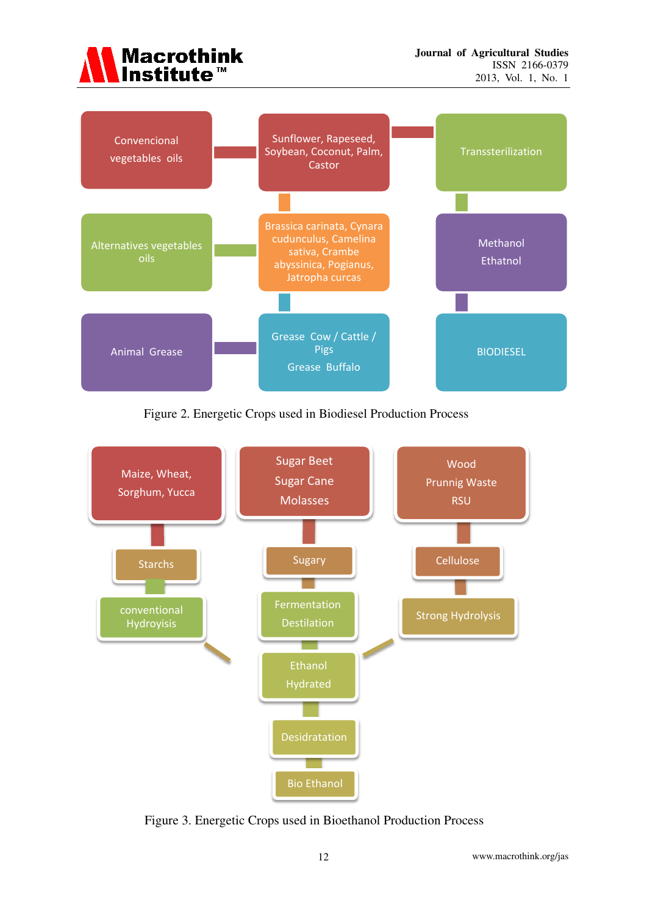Convencional vegetables oils

Sunflower, Rapeseed, Soybean, Coconut, Palm, Castor

Transsterilization

Alternatives vegetables oils

Brassica carinata, Cynara cudunculus, Camelina sativa, Crambe abyssinica, Pogianus, Jatropha curcas

Methanol Ethatnol

Animal Grease

Grease Cow / Cattle / Pigs Grease Buffalo

BIODIESEL

Figure 2. Energetic Crops used in Biodiesel Production Process

Maize, Wheat, Sorghum, Yucca

Sugar Beet Sugar Cane Molasses

Wood Prunnig Waste RSU

Starchs

Sugary

Cellulose

conventional Hydroyisis

Fermentation Destilation

Strong Hydrolysis

Ethanol Hydrated

Desidratation

Bio Ethanol

Figure 3. Energetic Crops used in Bioethanol Production Process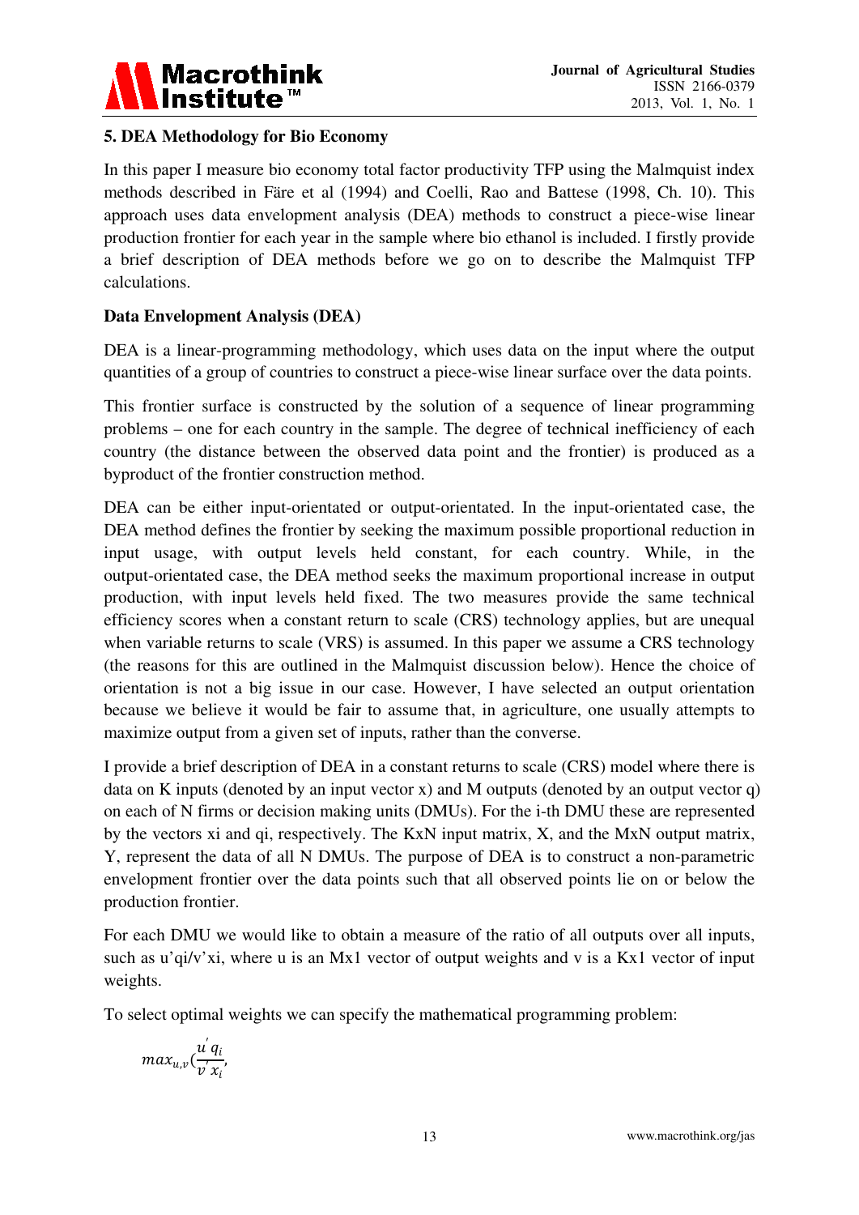## 5. DEA Methodology for Bio Economy

In this paper I measure bio economy total factor productivity TFP using the Malmquist index methods described in Färe et al (1994) and Coelli, Rao and Battese (1998, Ch. 10). This approach uses data envelopment analysis (DEA) methods to construct a piece-wise linear production frontier for each year in the sample where bio ethanol is included. I firstly provide a brief description of DEA methods before we go on to describe the Malmquist TFP calculations.

**Data Envelopment Analysis (DEA)**

DEA is a linear-programming methodology, which uses data on the input where the output quantities of a group of countries to construct a piece-wise linear surface over the data points.

This frontier surface is constructed by the solution of a sequence of linear programming problems – one for each country in the sample. The degree of technical inefficiency of each country (the distance between the observed data point and the frontier) is produced as a byproduct of the frontier construction method.

DEA can be either input-orientated or output-orientated. In the input-orientated case, the DEA method defines the frontier by seeking the maximum possible proportional reduction in input usage, with output levels held constant, for each country. While, in the output-orientated case, the DEA method seeks the maximum proportional increase in output production, with input levels held fixed. The two measures provide the same technical efficiency scores when a constant return to scale (CRS) technology applies, but are unequal when variable returns to scale (VRS) is assumed. In this paper we assume a CRS technology (the reasons for this are outlined in the Malmquist discussion below). Hence the choice of orientation is not a big issue in our case. However, I have selected an output orientation because we believe it would be fair to assume that, in agriculture, one usually attempts to maximize output from a given set of inputs, rather than the converse.

I provide a brief description of DEA in a constant returns to scale (CRS) model where there is data on K inputs (denoted by an input vector x) and M outputs (denoted by an output vector q) on each of N firms or decision making units (DMUs). For the i-th DMU these are represented by the vectors $x_i$ and $q_i$, respectively. The KxN input matrix, X, and the MxN output matrix, Y, represent the data of all N DMUs. The purpose of DEA is to construct a non-parametric envelopment frontier over the data points such that all observed points lie on or below the production frontier.

For each DMU we would like to obtain a measure of the ratio of all outputs over all inputs, such as $u'q_i/v'x_i$, where u is an Mx1 vector of output weights and v is a Kx1 vector of input weights.

To select optimal weights we can specify the mathematical programming problem:

$$max_{u,v}\left(\frac{u'q_i}{v'x_i}\right),$$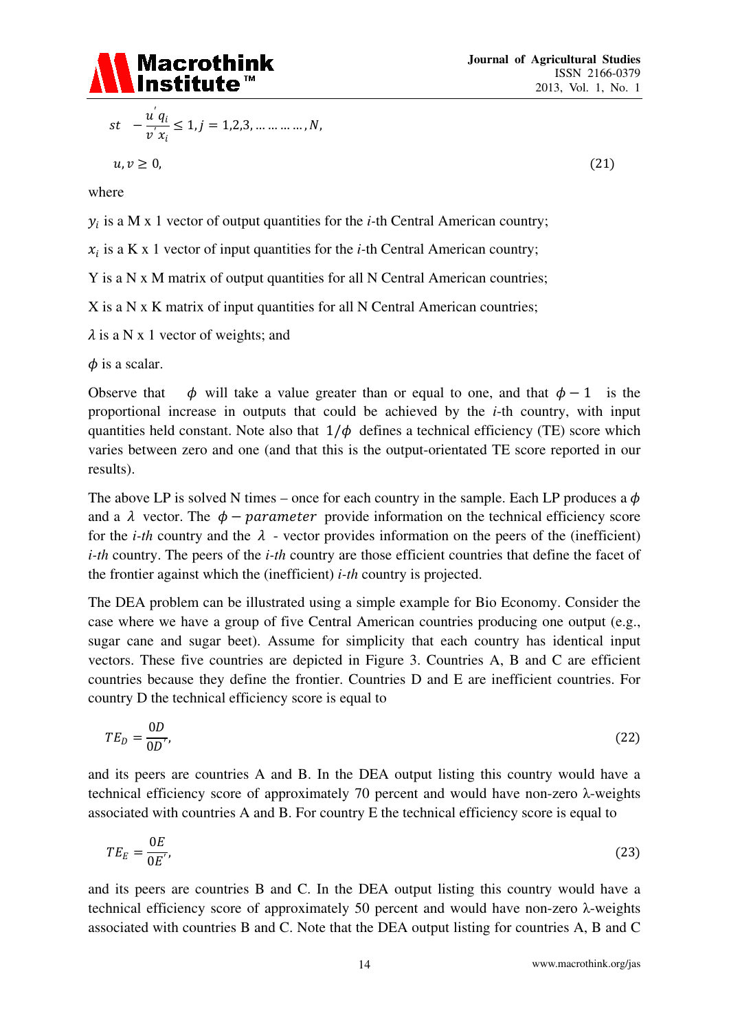$$st \quad -\frac{u^{'}q_i}{v^{'}x_i} \leq 1, j = 1,2,3, \ldots \ldots \ldots \ldots, N,$$

$$u, v \geq 0, \tag{21}$$

where

$y_i$ is a M x 1 vector of output quantities for the *i*-th Central American country;

$x_i$ is a K x 1 vector of input quantities for the *i*-th Central American country;

Y is a N x M matrix of output quantities for all N Central American countries;

X is a N x K matrix of input quantities for all N Central American countries;

$\lambda$ is a N x 1 vector of weights; and

$\phi$ is a scalar.

Observe that $\phi$ will take a value greater than or equal to one, and that $\phi - 1$ is the proportional increase in outputs that could be achieved by the *i*-th country, with input quantities held constant. Note also that $1/\phi$ defines a technical efficiency (TE) score which varies between zero and one (and that this is the output-orientated TE score reported in our results).

The above LP is solved N times – once for each country in the sample. Each LP produces a $\phi$ and a $\lambda$ vector. The $\phi - parameter$ provide information on the technical efficiency score for the *i-th* country and the $\lambda$ - vector provides information on the peers of the (inefficient) *i-th* country. The peers of the *i-th* country are those efficient countries that define the facet of the frontier against which the (inefficient) *i-th* country is projected.

The DEA problem can be illustrated using a simple example for Bio Economy. Consider the case where we have a group of five Central American countries producing one output (e.g., sugar cane and sugar beet). Assume for simplicity that each country has identical input vectors. These five countries are depicted in Figure 3. Countries A, B and C are efficient countries because they define the frontier. Countries D and E are inefficient countries. For country D the technical efficiency score is equal to

$$TE_D = \frac{0D}{0D'}, \tag{22}$$

and its peers are countries A and B. In the DEA output listing this country would have a technical efficiency score of approximately 70 percent and would have non-zero λ-weights associated with countries A and B. For country E the technical efficiency score is equal to

$$TE_E = \frac{0E}{0E'}, \tag{23}$$

and its peers are countries B and C. In the DEA output listing this country would have a technical efficiency score of approximately 50 percent and would have non-zero λ-weights associated with countries B and C. Note that the DEA output listing for countries A, B and C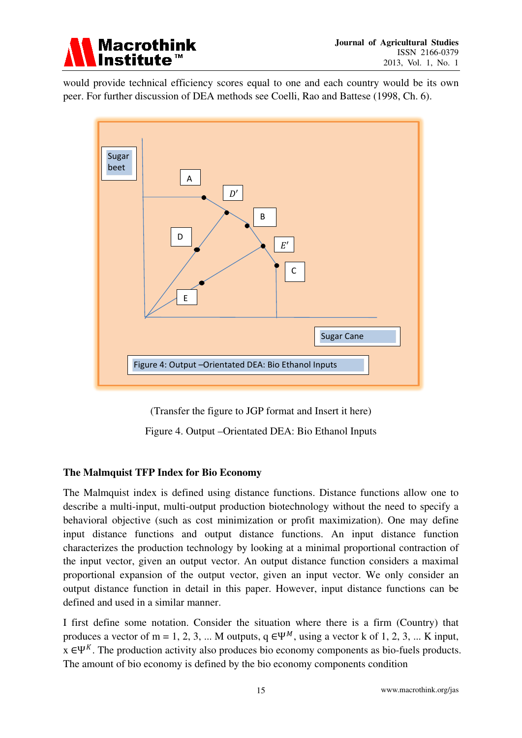would provide technical efficiency scores equal to one and each country would be its own peer. For further discussion of DEA methods see Coelli, Rao and Battese (1998, Ch. 6).

(Transfer the figure to JGP format and Insert it here)

Figure 4. Output –Orientated DEA: Bio Ethanol Inputs

### The Malmquist TFP Index for Bio Economy

The Malmquist index is defined using distance functions. Distance functions allow one to describe a multi-input, multi-output production biotechnology without the need to specify a behavioral objective (such as cost minimization or profit maximization). One may define input distance functions and output distance functions. An input distance function characterizes the production technology by looking at a minimal proportional contraction of the input vector, given an output vector. An output distance function considers a maximal proportional expansion of the output vector, given an input vector. We only consider an output distance function in detail in this paper. However, input distance functions can be defined and used in a similar manner.

I first define some notation. Consider the situation where there is a firm (Country) that produces a vector of m = 1, 2, 3, ... M outputs, $q \in \Psi^M$, using a vector k of 1, 2, 3, ... K input, $x \in \Psi^K$. The production activity also produces bio economy components as bio-fuels products. The amount of bio economy is defined by the bio economy components condition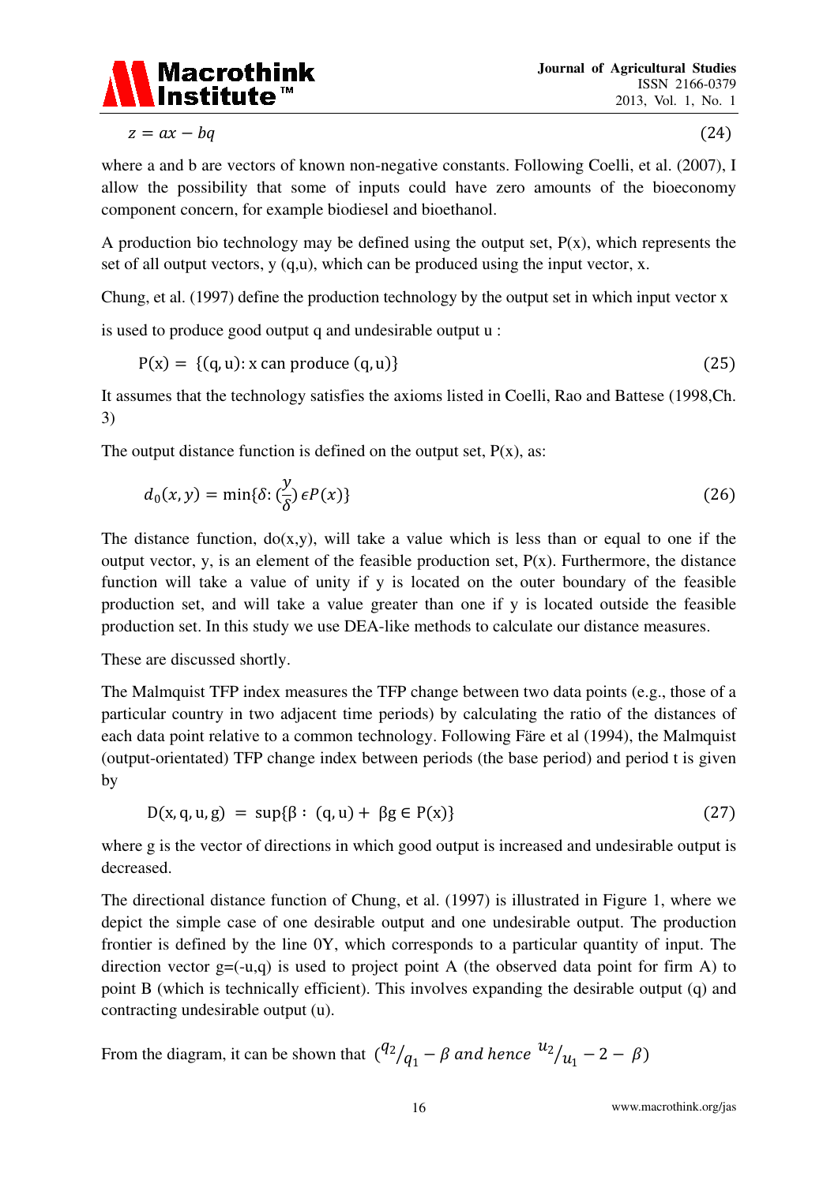$$z = ax - bq \quad (24)$$

where a and b are vectors of known non-negative constants. Following Coelli, et al. (2007), I allow the possibility that some of inputs could have zero amounts of the bioeconomy component concern, for example biodiesel and bioethanol.

A production bio technology may be defined using the output set, P(x), which represents the set of all output vectors, y (q,u), which can be produced using the input vector, x.

Chung, et al. (1997) define the production technology by the output set in which input vector x is used to produce good output q and undesirable output u :

$$\mathrm{P(x)} = \{(\mathrm{q,u}): \mathrm{x\ can\ produce\ (q,u)}\} \quad (25)$$

It assumes that the technology satisfies the axioms listed in Coelli, Rao and Battese (1998,Ch. 3)

The output distance function is defined on the output set, P(x), as:

$$d_0(x,y) = \min\{\delta: (\frac{y}{\delta})\, \epsilon P(x)\} \quad (26)$$

The distance function, do(x,y), will take a value which is less than or equal to one if the output vector, y, is an element of the feasible production set, P(x). Furthermore, the distance function will take a value of unity if y is located on the outer boundary of the feasible production set, and will take a value greater than one if y is located outside the feasible production set. In this study we use DEA-like methods to calculate our distance measures.

These are discussed shortly.

The Malmquist TFP index measures the TFP change between two data points (e.g., those of a particular country in two adjacent time periods) by calculating the ratio of the distances of each data point relative to a common technology. Following Färe et al (1994), the Malmquist (output-orientated) TFP change index between periods (the base period) and period t is given by

$$\mathrm{D(x,q,u,g)} = \sup\{\beta : (\mathrm{q,u}) + \beta \mathrm{g} \in \mathrm{P(x)}\} \quad (27)$$

where g is the vector of directions in which good output is increased and undesirable output is decreased.

The directional distance function of Chung, et al. (1997) is illustrated in Figure 1, where we depict the simple case of one desirable output and one undesirable output. The production frontier is defined by the line 0Y, which corresponds to a particular quantity of input. The direction vector g=(-u,q) is used to project point A (the observed data point for firm A) to point B (which is technically efficient). This involves expanding the desirable output (q) and contracting undesirable output (u).

From the diagram, it can be shown that $({}^{q_2}/_{q_1} - \beta \textit{ and hence } {}^{u_2}/_{u_1} - 2 - \beta)$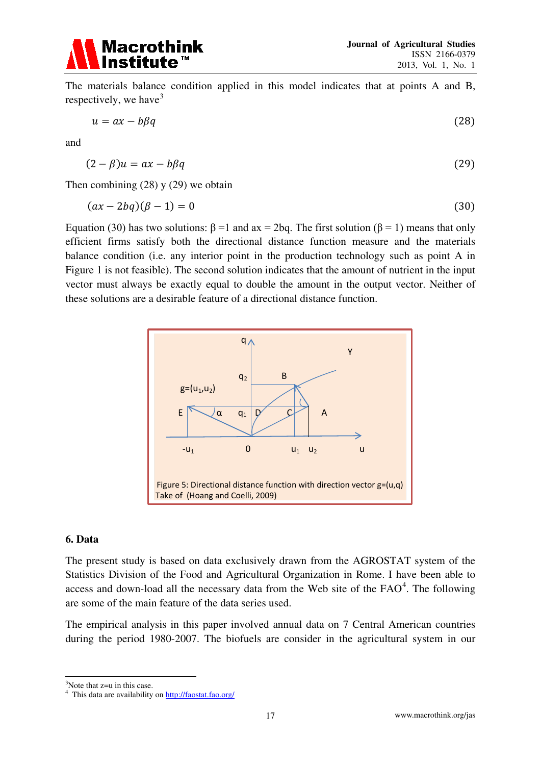The materials balance condition applied in this model indicates that at points A and B, respectively, we have[3]

$$u = ax - b\beta q \tag{28}$$

and

$$(2 - \beta)u = ax - b\beta q \tag{29}$$

Then combining (28) y (29) we obtain

$$(ax - 2bq)(\beta - 1) = 0 \tag{30}$$

Equation (30) has two solutions: $\beta = 1$ and $ax = 2bq$. The first solution ($\beta = 1$) means that only efficient firms satisfy both the directional distance function measure and the materials balance condition (i.e. any interior point in the production technology such as point A in Figure 1 is not feasible). The second solution indicates that the amount of nutrient in the input vector must always be exactly equal to double the amount in the output vector. Neither of these solutions are a desirable feature of a directional distance function.

Figure 5: Directional distance function with direction vector g=(u,q)
Take of (Hoang and Coelli, 2009)

## 6. Data

The present study is based on data exclusively drawn from the AGROSTAT system of the Statistics Division of the Food and Agricultural Organization in Rome. I have been able to access and down-load all the necessary data from the Web site of the FAO[4]. The following are some of the main feature of the data series used.

The empirical analysis in this paper involved annual data on 7 Central American countries during the period 1980-2007. The biofuels are consider in the agricultural system in our

---

[3] Note that z=u in this case.

[4] This data are availability on http://faostat.fao.org/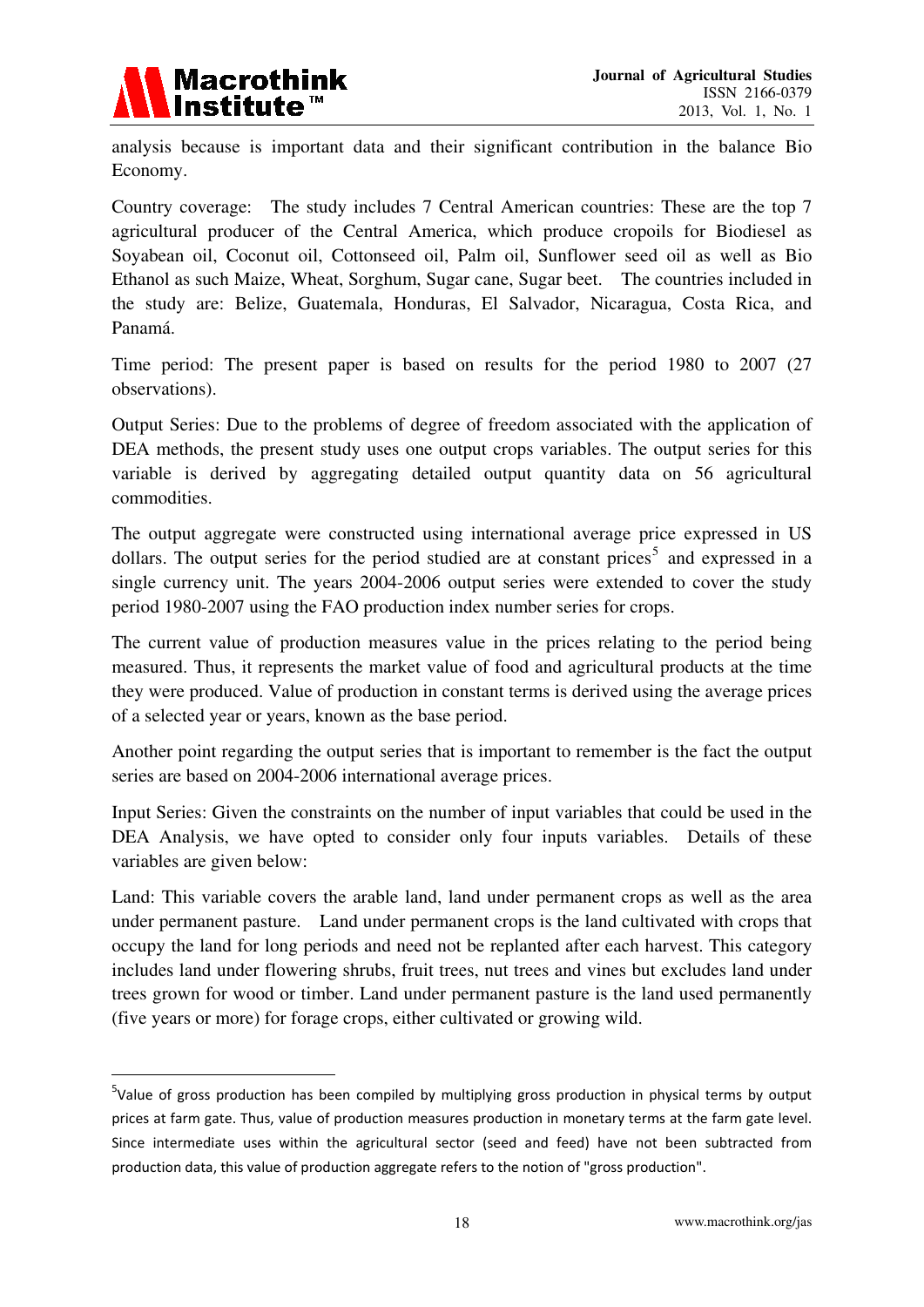analysis because is important data and their significant contribution in the balance Bio Economy.

Country coverage: The study includes 7 Central American countries: These are the top 7 agricultural producer of the Central America, which produce cropoils for Biodiesel as Soyabean oil, Coconut oil, Cottonseed oil, Palm oil, Sunflower seed oil as well as Bio Ethanol as such Maize, Wheat, Sorghum, Sugar cane, Sugar beet. The countries included in the study are: Belize, Guatemala, Honduras, El Salvador, Nicaragua, Costa Rica, and Panamá.

Time period: The present paper is based on results for the period 1980 to 2007 (27 observations).

Output Series: Due to the problems of degree of freedom associated with the application of DEA methods, the present study uses one output crops variables. The output series for this variable is derived by aggregating detailed output quantity data on 56 agricultural commodities.

The output aggregate were constructed using international average price expressed in US dollars. The output series for the period studied are at constant prices[5] and expressed in a single currency unit. The years 2004-2006 output series were extended to cover the study period 1980-2007 using the FAO production index number series for crops.

The current value of production measures value in the prices relating to the period being measured. Thus, it represents the market value of food and agricultural products at the time they were produced. Value of production in constant terms is derived using the average prices of a selected year or years, known as the base period.

Another point regarding the output series that is important to remember is the fact the output series are based on 2004-2006 international average prices.

Input Series: Given the constraints on the number of input variables that could be used in the DEA Analysis, we have opted to consider only four inputs variables. Details of these variables are given below:

Land: This variable covers the arable land, land under permanent crops as well as the area under permanent pasture. Land under permanent crops is the land cultivated with crops that occupy the land for long periods and need not be replanted after each harvest. This category includes land under flowering shrubs, fruit trees, nut trees and vines but excludes land under trees grown for wood or timber. Land under permanent pasture is the land used permanently (five years or more) for forage crops, either cultivated or growing wild.

---

[5] Value of gross production has been compiled by multiplying gross production in physical terms by output prices at farm gate. Thus, value of production measures production in monetary terms at the farm gate level. Since intermediate uses within the agricultural sector (seed and feed) have not been subtracted from production data, this value of production aggregate refers to the notion of "gross production".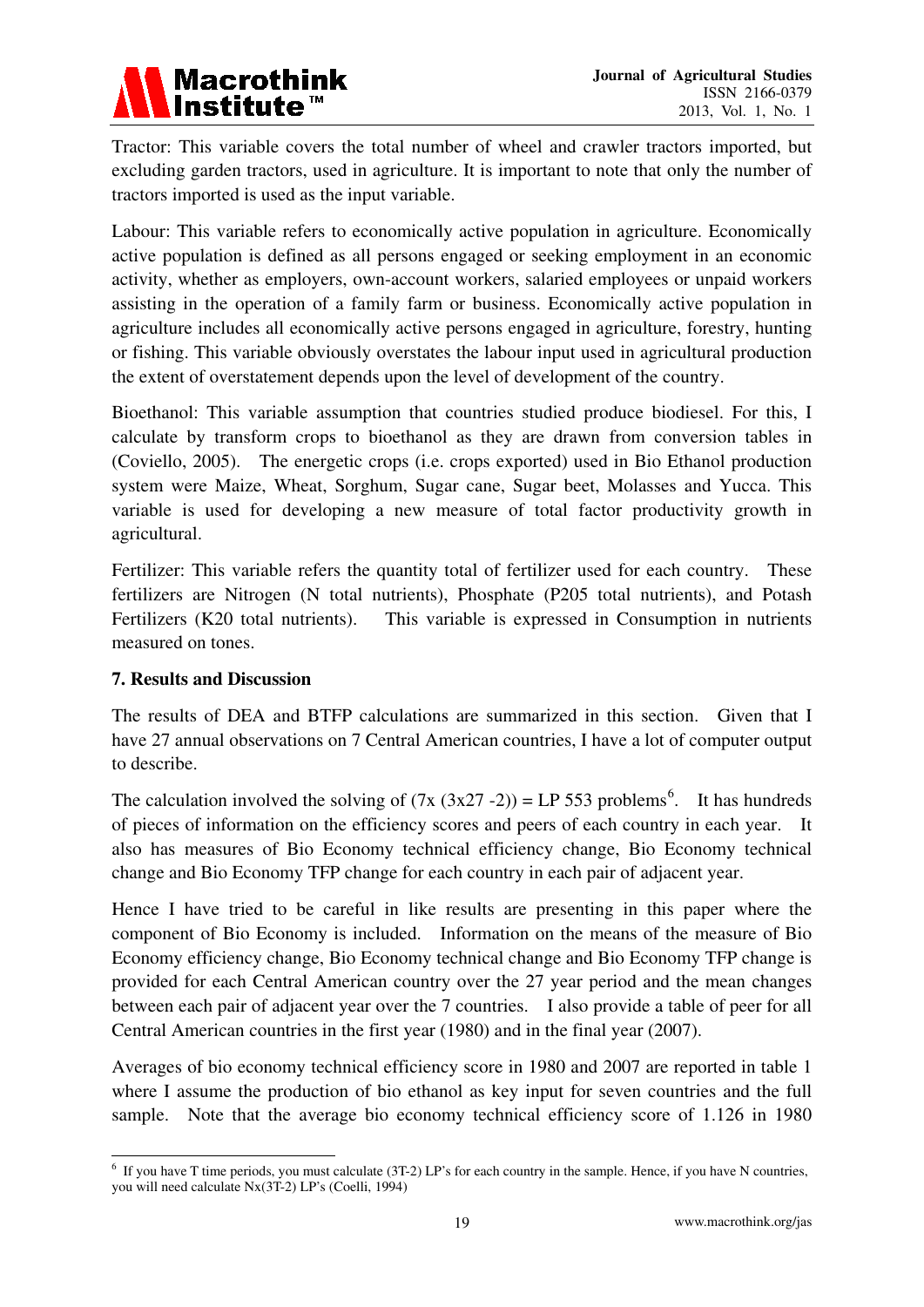Tractor: This variable covers the total number of wheel and crawler tractors imported, but excluding garden tractors, used in agriculture. It is important to note that only the number of tractors imported is used as the input variable.

Labour: This variable refers to economically active population in agriculture. Economically active population is defined as all persons engaged or seeking employment in an economic activity, whether as employers, own-account workers, salaried employees or unpaid workers assisting in the operation of a family farm or business. Economically active population in agriculture includes all economically active persons engaged in agriculture, forestry, hunting or fishing. This variable obviously overstates the labour input used in agricultural production the extent of overstatement depends upon the level of development of the country.

Bioethanol: This variable assumption that countries studied produce biodiesel. For this, I calculate by transform crops to bioethanol as they are drawn from conversion tables in (Coviello, 2005). The energetic crops (i.e. crops exported) used in Bio Ethanol production system were Maize, Wheat, Sorghum, Sugar cane, Sugar beet, Molasses and Yucca. This variable is used for developing a new measure of total factor productivity growth in agricultural.

Fertilizer: This variable refers the quantity total of fertilizer used for each country. These fertilizers are Nitrogen (N total nutrients), Phosphate (P205 total nutrients), and Potash Fertilizers (K20 total nutrients). This variable is expressed in Consumption in nutrients measured on tones.

**7. Results and Discussion**

The results of DEA and BTFP calculations are summarized in this section. Given that I have 27 annual observations on 7 Central American countries, I have a lot of computer output to describe.

The calculation involved the solving of (7x (3x27 -2)) = LP 553 problems[6]. It has hundreds of pieces of information on the efficiency scores and peers of each country in each year. It also has measures of Bio Economy technical efficiency change, Bio Economy technical change and Bio Economy TFP change for each country in each pair of adjacent year.

Hence I have tried to be careful in like results are presenting in this paper where the component of Bio Economy is included. Information on the means of the measure of Bio Economy efficiency change, Bio Economy technical change and Bio Economy TFP change is provided for each Central American country over the 27 year period and the mean changes between each pair of adjacent year over the 7 countries. I also provide a table of peer for all Central American countries in the first year (1980) and in the final year (2007).

Averages of bio economy technical efficiency score in 1980 and 2007 are reported in table 1 where I assume the production of bio ethanol as key input for seven countries and the full sample. Note that the average bio economy technical efficiency score of 1.126 in 1980

---

[6] If you have T time periods, you must calculate (3T-2) LP's for each country in the sample. Hence, if you have N countries, you will need calculate Nx(3T-2) LP's (Coelli, 1994)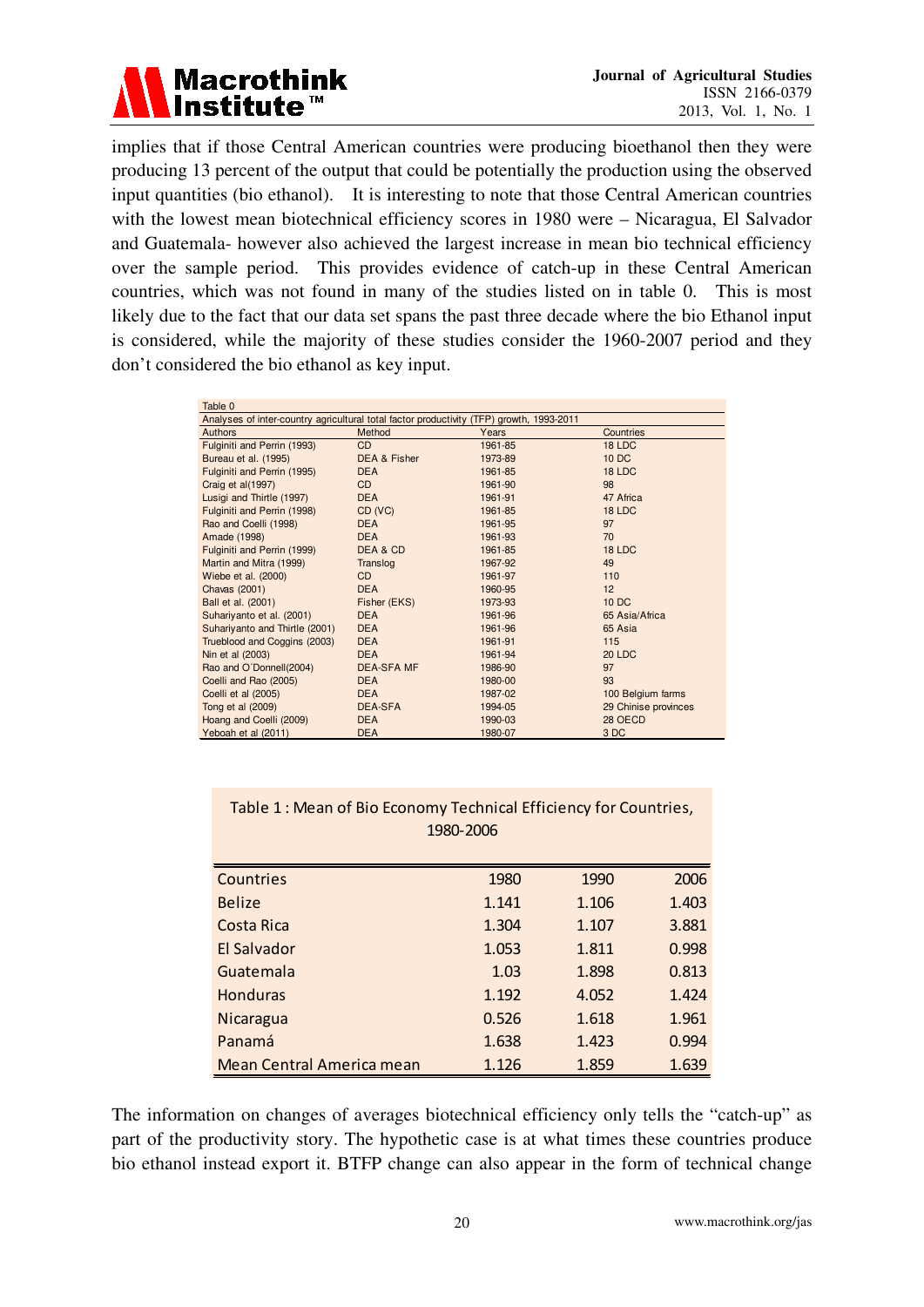implies that if those Central American countries were producing bioethanol then they were producing 13 percent of the output that could be potentially the production using the observed input quantities (bio ethanol). It is interesting to note that those Central American countries with the lowest mean biotechnical efficiency scores in 1980 were – Nicaragua, El Salvador and Guatemala- however also achieved the largest increase in mean bio technical efficiency over the sample period. This provides evidence of catch-up in these Central American countries, which was not found in many of the studies listed on in table 0. This is most likely due to the fact that our data set spans the past three decade where the bio Ethanol input is considered, while the majority of these studies consider the 1960-2007 period and they don't considered the bio ethanol as key input.

Table 0

Analyses of inter-country agricultural total factor productivity (TFP) growth, 1993-2011

| Authors | Method | Years | Countries |
|---|---|---|---|
| Fulginiti and Perrin (1993) | CD | 1961-85 | 18 LDC |
| Bureau et al. (1995) | DEA & Fisher | 1973-89 | 10 DC |
| Fulginiti and Perrin (1995) | DEA | 1961-85 | 18 LDC |
| Craig et al(1997) | CD | 1961-90 | 98 |
| Lusigi and Thirtle (1997) | DEA | 1961-91 | 47 Africa |
| Fulginiti and Perrin (1998) | CD (VC) | 1961-85 | 18 LDC |
| Rao and Coelli (1998) | DEA | 1961-95 | 97 |
| Amade (1998) | DEA | 1961-93 | 70 |
| Fulginiti and Perrin (1999) | DEA & CD | 1961-85 | 18 LDC |
| Martin and Mitra (1999) | Translog | 1967-92 | 49 |
| Wiebe et al. (2000) | CD | 1961-97 | 110 |
| Chavas (2001) | DEA | 1960-95 | 12 |
| Ball et al. (2001) | Fisher (EKS) | 1973-93 | 10 DC |
| Suhariyanto et al. (2001) | DEA | 1961-96 | 65 Asia/Africa |
| Suhariyanto and Thirtle (2001) | DEA | 1961-96 | 65 Asia |
| Trueblood and Coggins (2003) | DEA | 1961-91 | 115 |
| Nin et al (2003) | DEA | 1961-94 | 20 LDC |
| Rao and O´Donnell(2004) | DEA-SFA MF | 1986-90 | 97 |
| Coelli and Rao (2005) | DEA | 1980-00 | 93 |
| Coelli et al (2005) | DEA | 1987-02 | 100 Belgium farms |
| Tong et al (2009) | DEA-SFA | 1994-05 | 29 Chinise provinces |
| Hoang and Coelli (2009) | DEA | 1990-03 | 28 OECD |
| Yeboah et al (2011) | DEA | 1980-07 | 3 DC |

Table 1 : Mean of Bio Economy Technical Efficiency for Countries, 1980-2006

| Countries | 1980 | 1990 | 2006 |
|---|---|---|---|
| Belize | 1.141 | 1.106 | 1.403 |
| Costa Rica | 1.304 | 1.107 | 3.881 |
| El Salvador | 1.053 | 1.811 | 0.998 |
| Guatemala | 1.03 | 1.898 | 0.813 |
| Honduras | 1.192 | 4.052 | 1.424 |
| Nicaragua | 0.526 | 1.618 | 1.961 |
| Panamá | 1.638 | 1.423 | 0.994 |
| Mean Central America mean | 1.126 | 1.859 | 1.639 |

The information on changes of averages biotechnical efficiency only tells the "catch-up" as part of the productivity story. The hypothetic case is at what times these countries produce bio ethanol instead export it. BTFP change can also appear in the form of technical change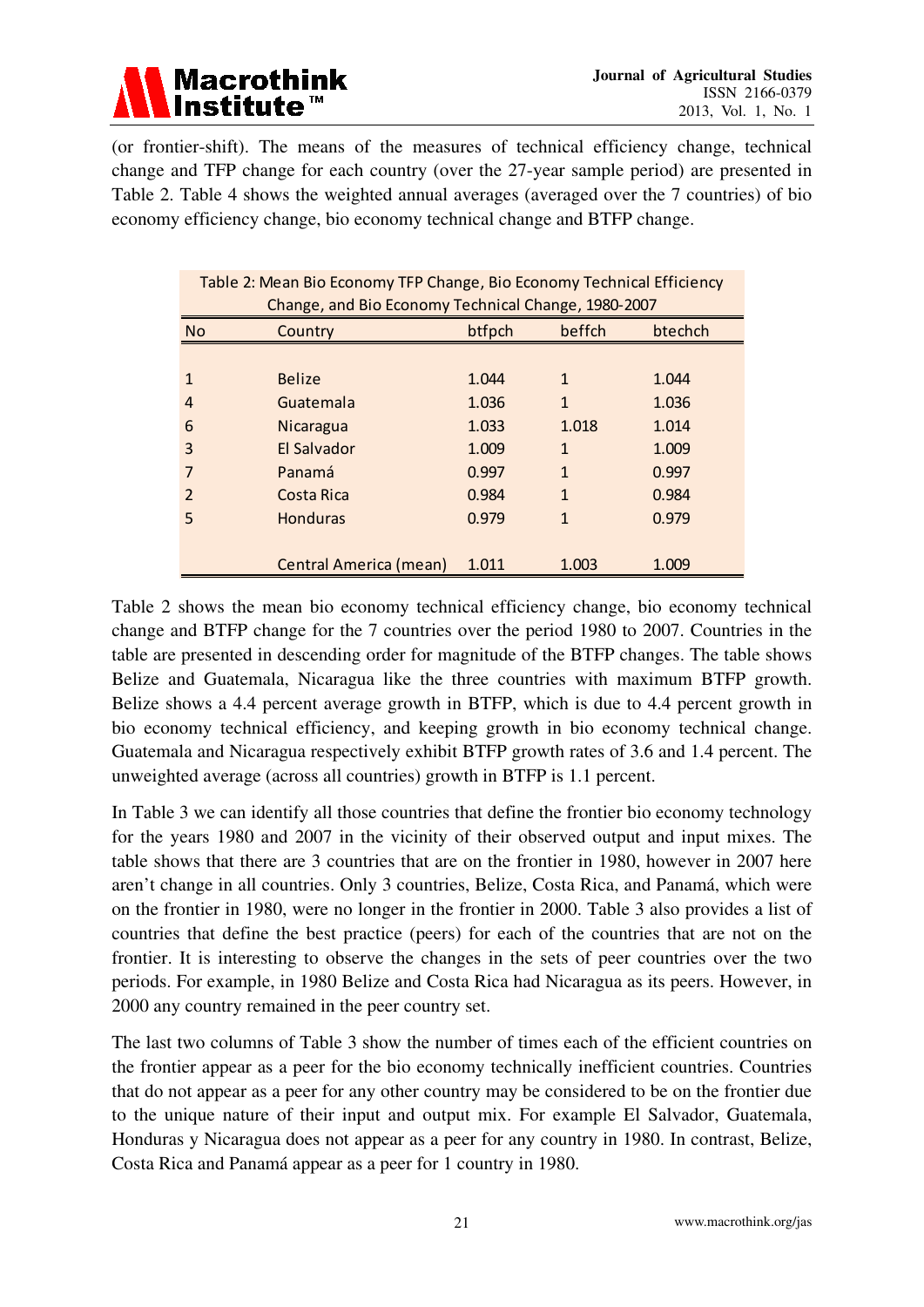(or frontier-shift). The means of the measures of technical efficiency change, technical change and TFP change for each country (over the 27-year sample period) are presented in Table 2. Table 4 shows the weighted annual averages (averaged over the 7 countries) of bio economy efficiency change, bio economy technical change and BTFP change.

Table 2: Mean Bio Economy TFP Change, Bio Economy Technical Efficiency Change, and Bio Economy Technical Change, 1980-2007

| No | Country | btfpch | beffch | btechch |
|---|---|---|---|---|
| 1 | Belize | 1.044 | 1 | 1.044 |
| 4 | Guatemala | 1.036 | 1 | 1.036 |
| 6 | Nicaragua | 1.033 | 1.018 | 1.014 |
| 3 | El Salvador | 1.009 | 1 | 1.009 |
| 7 | Panamá | 0.997 | 1 | 0.997 |
| 2 | Costa Rica | 0.984 | 1 | 0.984 |
| 5 | Honduras | 0.979 | 1 | 0.979 |
| | Central America (mean) | 1.011 | 1.003 | 1.009 |

Table 2 shows the mean bio economy technical efficiency change, bio economy technical change and BTFP change for the 7 countries over the period 1980 to 2007. Countries in the table are presented in descending order for magnitude of the BTFP changes. The table shows Belize and Guatemala, Nicaragua like the three countries with maximum BTFP growth. Belize shows a 4.4 percent average growth in BTFP, which is due to 4.4 percent growth in bio economy technical efficiency, and keeping growth in bio economy technical change. Guatemala and Nicaragua respectively exhibit BTFP growth rates of 3.6 and 1.4 percent. The unweighted average (across all countries) growth in BTFP is 1.1 percent.

In Table 3 we can identify all those countries that define the frontier bio economy technology for the years 1980 and 2007 in the vicinity of their observed output and input mixes. The table shows that there are 3 countries that are on the frontier in 1980, however in 2007 here aren't change in all countries. Only 3 countries, Belize, Costa Rica, and Panamá, which were on the frontier in 1980, were no longer in the frontier in 2000. Table 3 also provides a list of countries that define the best practice (peers) for each of the countries that are not on the frontier. It is interesting to observe the changes in the sets of peer countries over the two periods. For example, in 1980 Belize and Costa Rica had Nicaragua as its peers. However, in 2000 any country remained in the peer country set.

The last two columns of Table 3 show the number of times each of the efficient countries on the frontier appear as a peer for the bio economy technically inefficient countries. Countries that do not appear as a peer for any other country may be considered to be on the frontier due to the unique nature of their input and output mix. For example El Salvador, Guatemala, Honduras y Nicaragua does not appear as a peer for any country in 1980. In contrast, Belize, Costa Rica and Panamá appear as a peer for 1 country in 1980.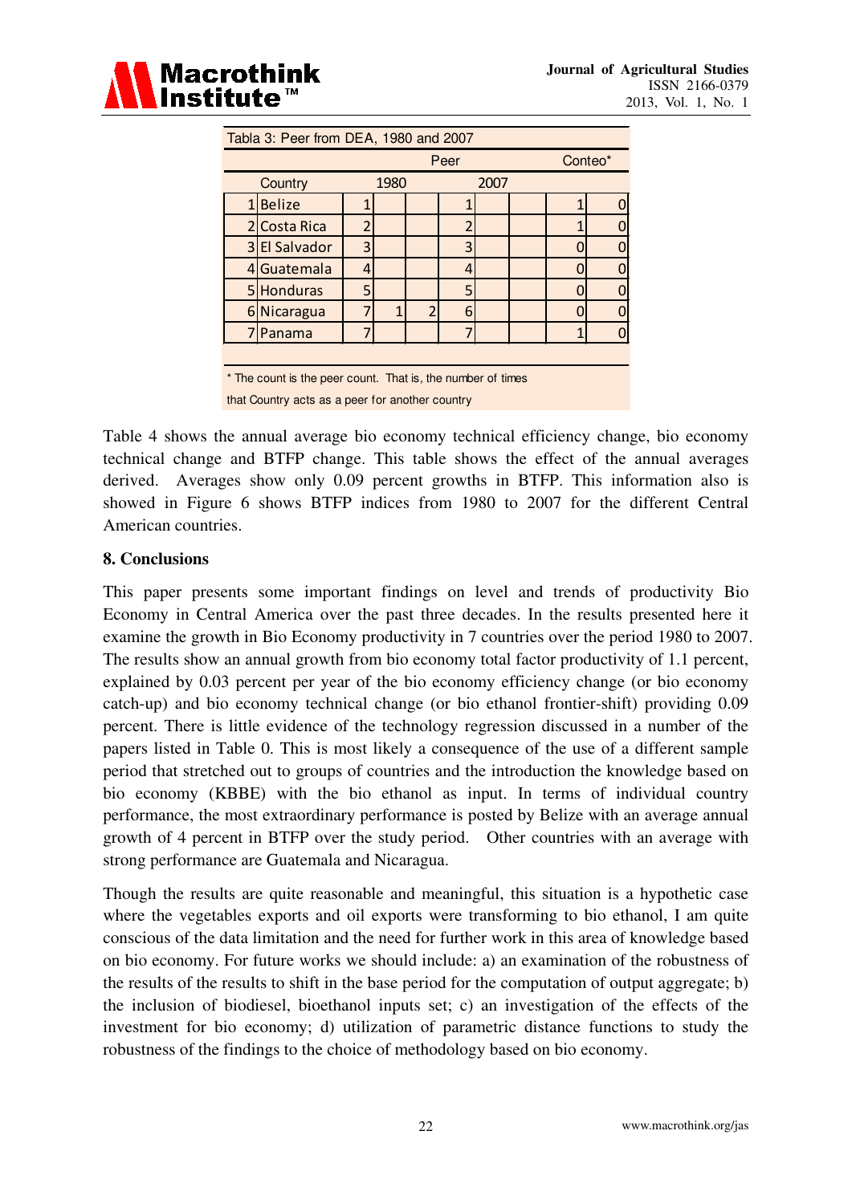| Tabla 3: Peer from DEA, 1980 and 2007 | | | | | | | | | |
|---|---|---|---|---|---|---|---|---|---|
| | | Peer | | | | | | Conteo* | |
| | Country | 1980 | | | 2007 | | | | |
| 1 | Belize | 1 | | | 1 | | | 1 | 0 |
| 2 | Costa Rica | 2 | | | 2 | | | 1 | 0 |
| 3 | El Salvador | 3 | | | 3 | | | 0 | 0 |
| 4 | Guatemala | 4 | | | 4 | | | 0 | 0 |
| 5 | Honduras | 5 | | | 5 | | | 0 | 0 |
| 6 | Nicaragua | 7 | 1 | 2 | 6 | | | 0 | 0 |
| 7 | Panama | 7 | | | 7 | | | 1 | 0 |

\* The count is the peer count. That is, the number of times that Country acts as a peer for another country

Table 4 shows the annual average bio economy technical efficiency change, bio economy technical change and BTFP change. This table shows the effect of the annual averages derived. Averages show only 0.09 percent growths in BTFP. This information also is showed in Figure 6 shows BTFP indices from 1980 to 2007 for the different Central American countries.

## 8. Conclusions

This paper presents some important findings on level and trends of productivity Bio Economy in Central America over the past three decades. In the results presented here it examine the growth in Bio Economy productivity in 7 countries over the period 1980 to 2007. The results show an annual growth from bio economy total factor productivity of 1.1 percent, explained by 0.03 percent per year of the bio economy efficiency change (or bio economy catch-up) and bio economy technical change (or bio ethanol frontier-shift) providing 0.09 percent. There is little evidence of the technology regression discussed in a number of the papers listed in Table 0. This is most likely a consequence of the use of a different sample period that stretched out to groups of countries and the introduction the knowledge based on bio economy (KBBE) with the bio ethanol as input. In terms of individual country performance, the most extraordinary performance is posted by Belize with an average annual growth of 4 percent in BTFP over the study period. Other countries with an average with strong performance are Guatemala and Nicaragua.

Though the results are quite reasonable and meaningful, this situation is a hypothetic case where the vegetables exports and oil exports were transforming to bio ethanol, I am quite conscious of the data limitation and the need for further work in this area of knowledge based on bio economy. For future works we should include: a) an examination of the robustness of the results of the results to shift in the base period for the computation of output aggregate; b) the inclusion of biodiesel, bioethanol inputs set; c) an investigation of the effects of the investment for bio economy; d) utilization of parametric distance functions to study the robustness of the findings to the choice of methodology based on bio economy.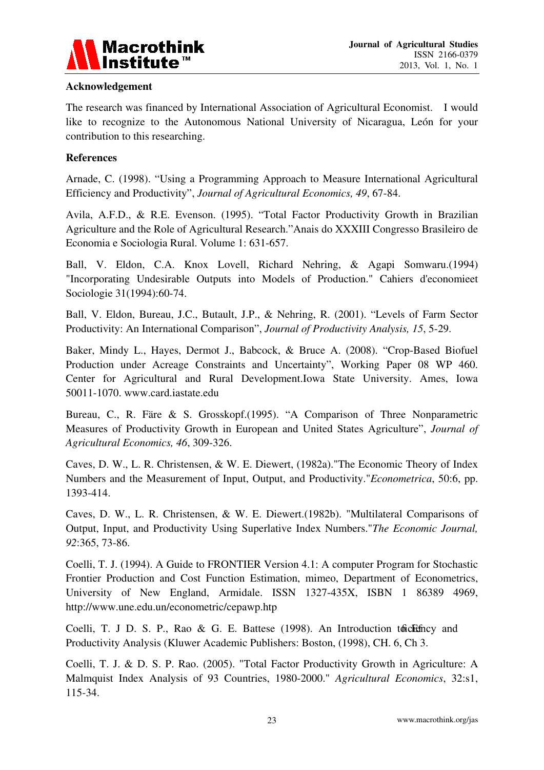**Acknowledgement**

The research was financed by International Association of Agricultural Economist. I would like to recognize to the Autonomous National University of Nicaragua, León for your contribution to this researching.

**References**

Arnade, C. (1998). "Using a Programming Approach to Measure International Agricultural Efficiency and Productivity", *Journal of Agricultural Economics, 49*, 67-84.

Avila, A.F.D., & R.E. Evenson. (1995). "Total Factor Productivity Growth in Brazilian Agriculture and the Role of Agricultural Research."Anais do XXXIII Congresso Brasileiro de Economia e Sociologia Rural. Volume 1: 631-657.

Ball, V. Eldon, C.A. Knox Lovell, Richard Nehring, & Agapi Somwaru.(1994) "Incorporating Undesirable Outputs into Models of Production." Cahiers d'economieet Sociologie 31(1994):60-74.

Ball, V. Eldon, Bureau, J.C., Butault, J.P., & Nehring, R. (2001). "Levels of Farm Sector Productivity: An International Comparison", *Journal of Productivity Analysis, 15*, 5-29.

Baker, Mindy L., Hayes, Dermot J., Babcock, & Bruce A. (2008). "Crop-Based Biofuel Production under Acreage Constraints and Uncertainty", Working Paper 08 WP 460. Center for Agricultural and Rural Development.Iowa State University. Ames, Iowa 50011-1070. www.card.iastate.edu

Bureau, C., R. Färe & S. Grosskopf.(1995). "A Comparison of Three Nonparametric Measures of Productivity Growth in European and United States Agriculture", *Journal of Agricultural Economics, 46*, 309-326.

Caves, D. W., L. R. Christensen, & W. E. Diewert, (1982a)."The Economic Theory of Index Numbers and the Measurement of Input, Output, and Productivity."*Econometrica*, 50:6, pp. 1393-414.

Caves, D. W., L. R. Christensen, & W. E. Diewert.(1982b). "Multilateral Comparisons of Output, Input, and Productivity Using Superlative Index Numbers."*The Economic Journal, 92*:365, 73-86.

Coelli, T. J. (1994). A Guide to FRONTIER Version 4.1: A computer Program for Stochastic Frontier Production and Cost Function Estimation, mimeo, Department of Econometrics, University of New England, Armidale. ISSN 1327-435X, ISBN 1 86389 4969, http://www.une.edu.un/econometric/cepawp.htp

Coelli, T. J D. S. P., Rao & G. E. Battese (1998). An Introduction to Efficiency and Productivity Analysis (Kluwer Academic Publishers: Boston, (1998), CH. 6, Ch 3.

Coelli, T. J. & D. S. P. Rao. (2005). "Total Factor Productivity Growth in Agriculture: A Malmquist Index Analysis of 93 Countries, 1980-2000." *Agricultural Economics*, 32:s1, 115-34.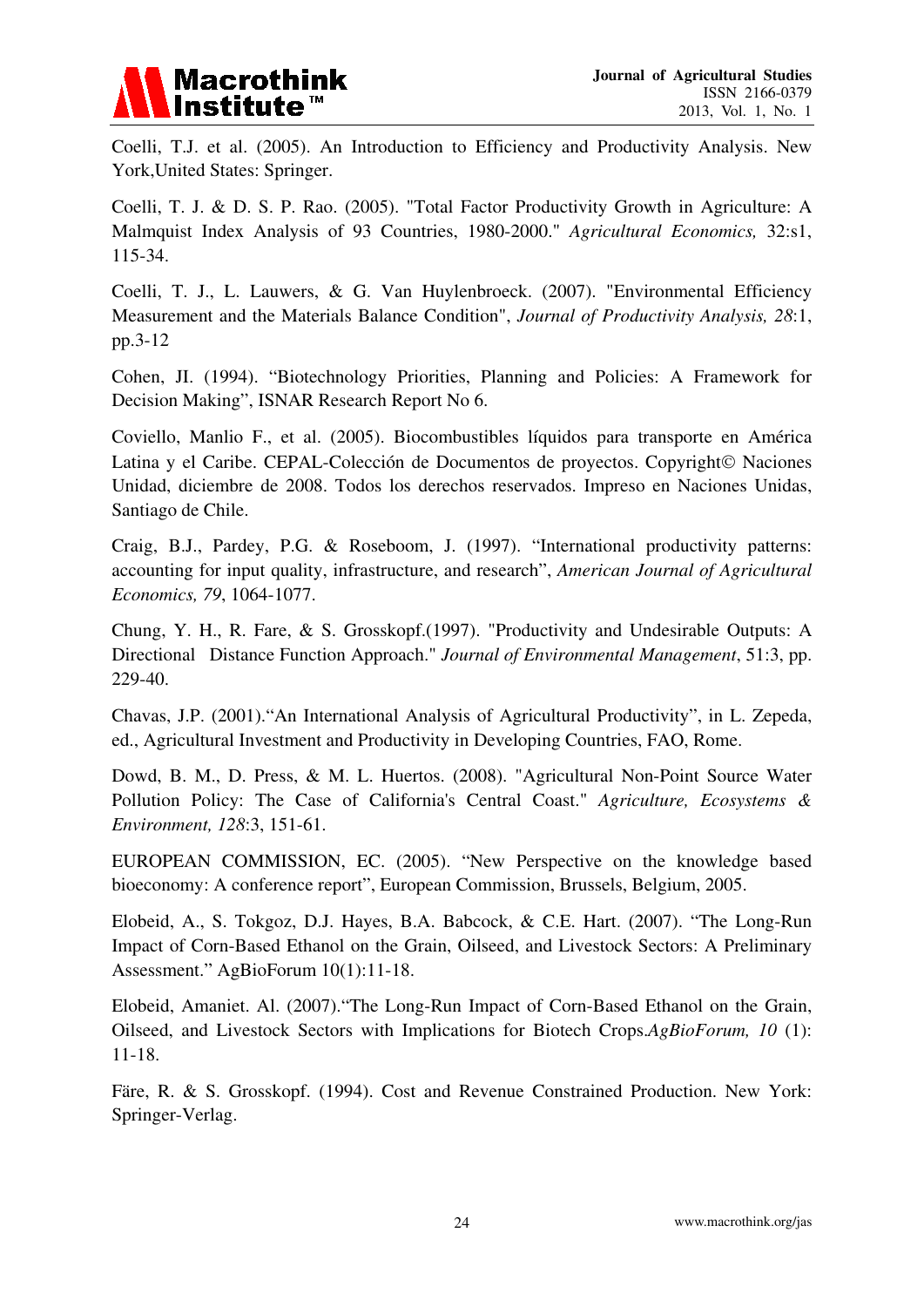Coelli, T.J. et al. (2005). An Introduction to Efficiency and Productivity Analysis. New York,United States: Springer.

Coelli, T. J. & D. S. P. Rao. (2005). "Total Factor Productivity Growth in Agriculture: A Malmquist Index Analysis of 93 Countries, 1980-2000." *Agricultural Economics,* 32:s1, 115-34.

Coelli, T. J., L. Lauwers, & G. Van Huylenbroeck. (2007). "Environmental Efficiency Measurement and the Materials Balance Condition", *Journal of Productivity Analysis, 28*:1, pp.3-12

Cohen, JI. (1994). "Biotechnology Priorities, Planning and Policies: A Framework for Decision Making", ISNAR Research Report No 6.

Coviello, Manlio F., et al. (2005). Biocombustibles líquidos para transporte en América Latina y el Caribe. CEPAL-Colección de Documentos de proyectos. Copyright© Naciones Unidad, diciembre de 2008. Todos los derechos reservados. Impreso en Naciones Unidas, Santiago de Chile.

Craig, B.J., Pardey, P.G. & Roseboom, J. (1997). "International productivity patterns: accounting for input quality, infrastructure, and research", *American Journal of Agricultural Economics, 79*, 1064-1077.

Chung, Y. H., R. Fare, & S. Grosskopf.(1997). "Productivity and Undesirable Outputs: A Directional Distance Function Approach." *Journal of Environmental Management*, 51:3, pp. 229-40.

Chavas, J.P. (2001)."An International Analysis of Agricultural Productivity", in L. Zepeda, ed., Agricultural Investment and Productivity in Developing Countries, FAO, Rome.

Dowd, B. M., D. Press, & M. L. Huertos. (2008). "Agricultural Non-Point Source Water Pollution Policy: The Case of California's Central Coast." *Agriculture, Ecosystems & Environment, 128*:3, 151-61.

EUROPEAN COMMISSION, EC. (2005). "New Perspective on the knowledge based bioeconomy: A conference report", European Commission, Brussels, Belgium, 2005.

Elobeid, A., S. Tokgoz, D.J. Hayes, B.A. Babcock, & C.E. Hart. (2007). "The Long-Run Impact of Corn-Based Ethanol on the Grain, Oilseed, and Livestock Sectors: A Preliminary Assessment." AgBioForum 10(1):11-18.

Elobeid, Amaniet. Al. (2007)."The Long-Run Impact of Corn-Based Ethanol on the Grain, Oilseed, and Livestock Sectors with Implications for Biotech Crops.*AgBioForum, 10* (1): 11-18.

Färe, R. & S. Grosskopf. (1994). Cost and Revenue Constrained Production. New York: Springer-Verlag.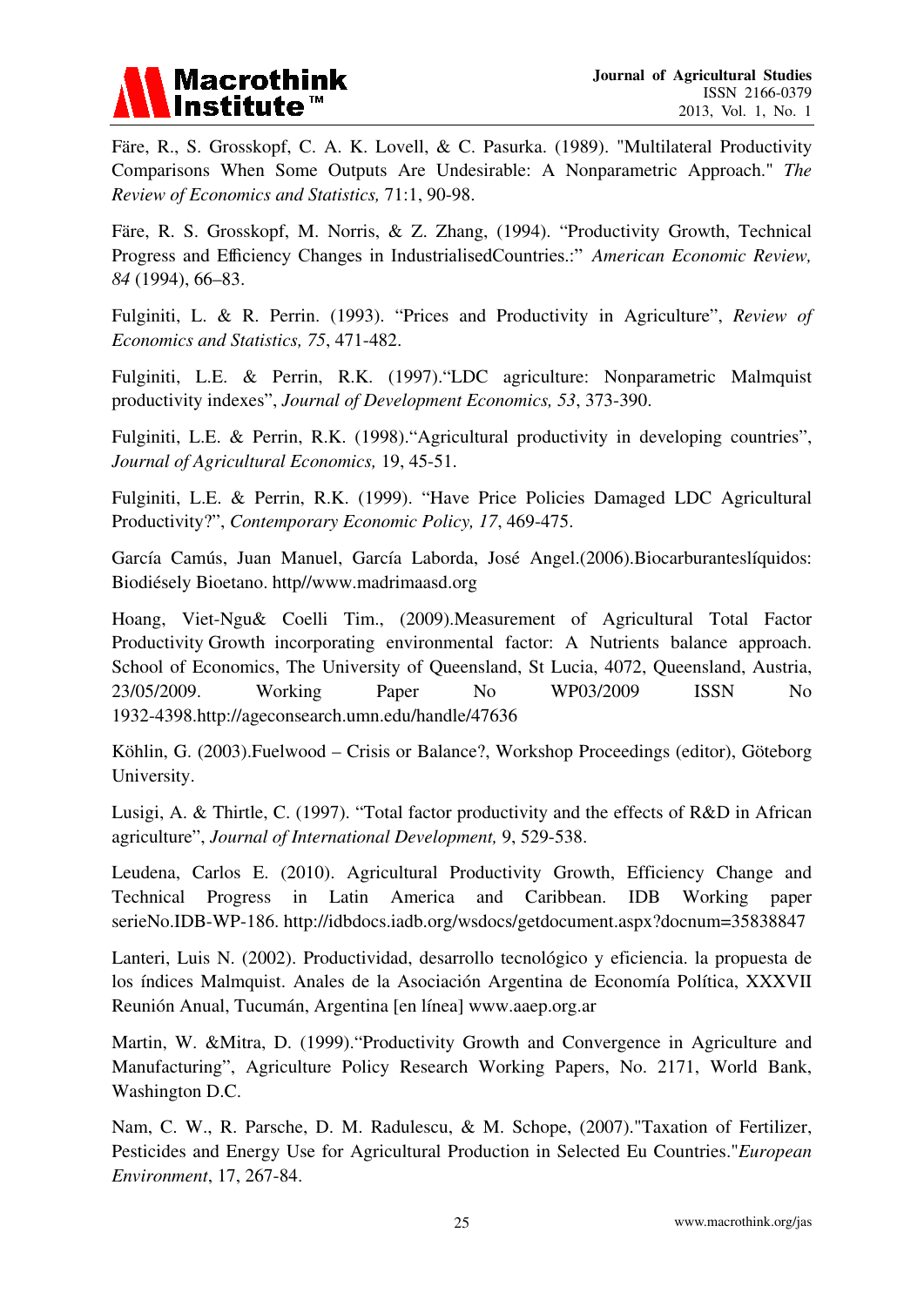Färe, R., S. Grosskopf, C. A. K. Lovell, & C. Pasurka. (1989). "Multilateral Productivity Comparisons When Some Outputs Are Undesirable: A Nonparametric Approach." *The Review of Economics and Statistics,* 71:1, 90-98.

Färe, R. S. Grosskopf, M. Norris, & Z. Zhang, (1994). "Productivity Growth, Technical Progress and Efficiency Changes in IndustrialisedCountries.:" *American Economic Review, 84* (1994), 66–83.

Fulginiti, L. & R. Perrin. (1993). "Prices and Productivity in Agriculture", *Review of Economics and Statistics, 75*, 471-482.

Fulginiti, L.E. & Perrin, R.K. (1997)."LDC agriculture: Nonparametric Malmquist productivity indexes", *Journal of Development Economics, 53*, 373-390.

Fulginiti, L.E. & Perrin, R.K. (1998)."Agricultural productivity in developing countries", *Journal of Agricultural Economics,* 19, 45-51.

Fulginiti, L.E. & Perrin, R.K. (1999). "Have Price Policies Damaged LDC Agricultural Productivity?", *Contemporary Economic Policy, 17*, 469-475.

García Camús, Juan Manuel, García Laborda, José Angel.(2006).Biocarburanteslíquidos: Biodiésely Bioetano. http//www.madrimaasd.org

Hoang, Viet-Ngu& Coelli Tim., (2009).Measurement of Agricultural Total Factor Productivity Growth incorporating environmental factor: A Nutrients balance approach. School of Economics, The University of Queensland, St Lucia, 4072, Queensland, Austria, 23/05/2009. Working Paper No WP03/2009 ISSN No 1932-4398.http://ageconsearch.umn.edu/handle/47636

Köhlin, G. (2003).Fuelwood – Crisis or Balance?, Workshop Proceedings (editor), Göteborg University.

Lusigi, A. & Thirtle, C. (1997). "Total factor productivity and the effects of R&D in African agriculture", *Journal of International Development,* 9, 529-538.

Leudena, Carlos E. (2010). Agricultural Productivity Growth, Efficiency Change and Technical Progress in Latin America and Caribbean. IDB Working paper serieNo.IDB-WP-186. http://idbdocs.iadb.org/wsdocs/getdocument.aspx?docnum=35838847

Lanteri, Luis N. (2002). Productividad, desarrollo tecnológico y eficiencia. la propuesta de los índices Malmquist. Anales de la Asociación Argentina de Economía Política, XXXVII Reunión Anual, Tucumán, Argentina [en línea] www.aaep.org.ar

Martin, W. &Mitra, D. (1999)."Productivity Growth and Convergence in Agriculture and Manufacturing", Agriculture Policy Research Working Papers, No. 2171, World Bank, Washington D.C.

Nam, C. W., R. Parsche, D. M. Radulescu, & M. Schope, (2007)."Taxation of Fertilizer, Pesticides and Energy Use for Agricultural Production in Selected Eu Countries."*European Environment*, 17, 267-84.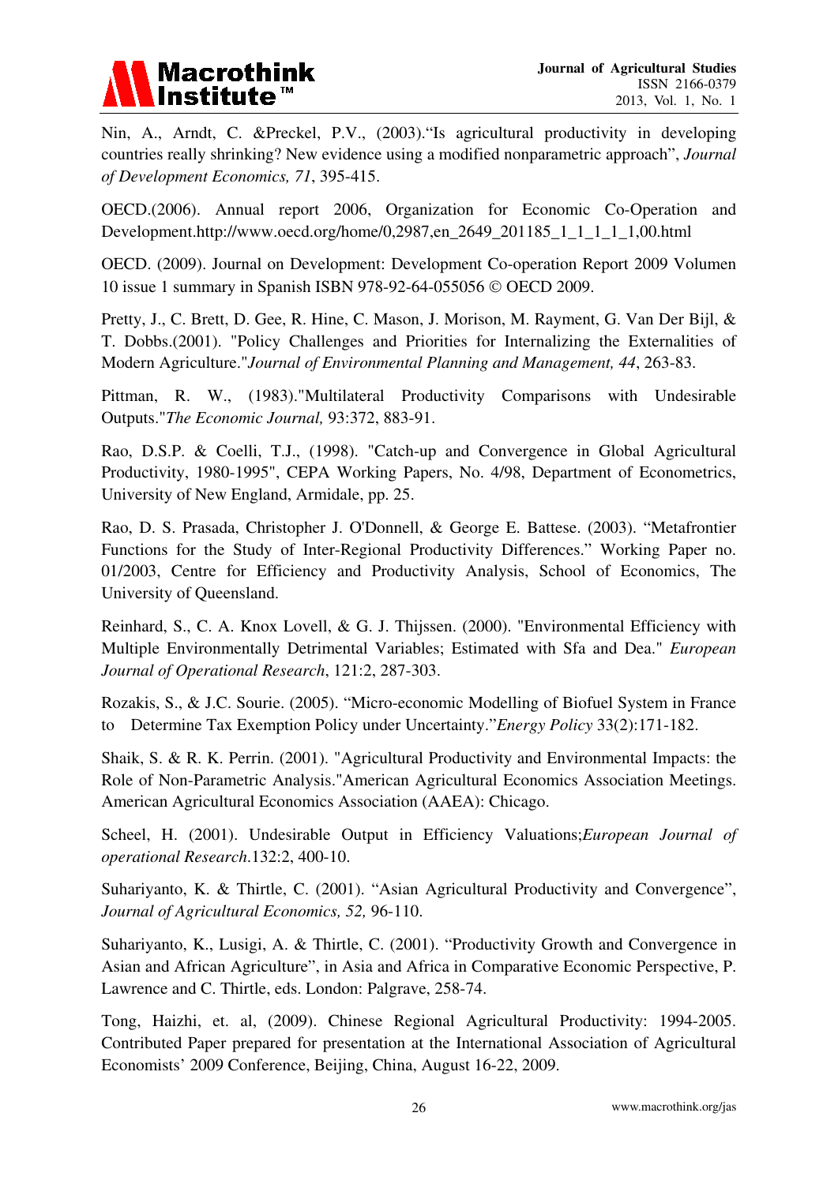Nin, A., Arndt, C. &Preckel, P.V., (2003)."Is agricultural productivity in developing countries really shrinking? New evidence using a modified nonparametric approach", *Journal of Development Economics, 71*, 395-415.

OECD.(2006). Annual report 2006, Organization for Economic Co-Operation and Development.http://www.oecd.org/home/0,2987,en_2649_201185_1_1_1_1_1,00.html

OECD. (2009). Journal on Development: Development Co-operation Report 2009 Volumen 10 issue 1 summary in Spanish ISBN 978-92-64-055056 © OECD 2009.

Pretty, J., C. Brett, D. Gee, R. Hine, C. Mason, J. Morison, M. Rayment, G. Van Der Bijl, & T. Dobbs.(2001). "Policy Challenges and Priorities for Internalizing the Externalities of Modern Agriculture."*Journal of Environmental Planning and Management, 44*, 263-83.

Pittman, R. W., (1983)."Multilateral Productivity Comparisons with Undesirable Outputs."*The Economic Journal,* 93:372, 883-91.

Rao, D.S.P. & Coelli, T.J., (1998). "Catch-up and Convergence in Global Agricultural Productivity, 1980-1995", CEPA Working Papers, No. 4/98, Department of Econometrics, University of New England, Armidale, pp. 25.

Rao, D. S. Prasada, Christopher J. O'Donnell, & George E. Battese. (2003). "Metafrontier Functions for the Study of Inter-Regional Productivity Differences." Working Paper no. 01/2003, Centre for Efficiency and Productivity Analysis, School of Economics, The University of Queensland.

Reinhard, S., C. A. Knox Lovell, & G. J. Thijssen. (2000). "Environmental Efficiency with Multiple Environmentally Detrimental Variables; Estimated with Sfa and Dea." *European Journal of Operational Research*, 121:2, 287-303.

Rozakis, S., & J.C. Sourie. (2005). "Micro-economic Modelling of Biofuel System in France to Determine Tax Exemption Policy under Uncertainty."*Energy Policy* 33(2):171-182.

Shaik, S. & R. K. Perrin. (2001). "Agricultural Productivity and Environmental Impacts: the Role of Non-Parametric Analysis."American Agricultural Economics Association Meetings. American Agricultural Economics Association (AAEA): Chicago.

Scheel, H. (2001). Undesirable Output in Efficiency Valuations;*European Journal of operational Research*.132:2, 400-10.

Suhariyanto, K. & Thirtle, C. (2001). "Asian Agricultural Productivity and Convergence", *Journal of Agricultural Economics, 52,* 96-110.

Suhariyanto, K., Lusigi, A. & Thirtle, C. (2001). "Productivity Growth and Convergence in Asian and African Agriculture", in Asia and Africa in Comparative Economic Perspective, P. Lawrence and C. Thirtle, eds. London: Palgrave, 258-74.

Tong, Haizhi, et. al, (2009). Chinese Regional Agricultural Productivity: 1994-2005. Contributed Paper prepared for presentation at the International Association of Agricultural Economists' 2009 Conference, Beijing, China, August 16-22, 2009.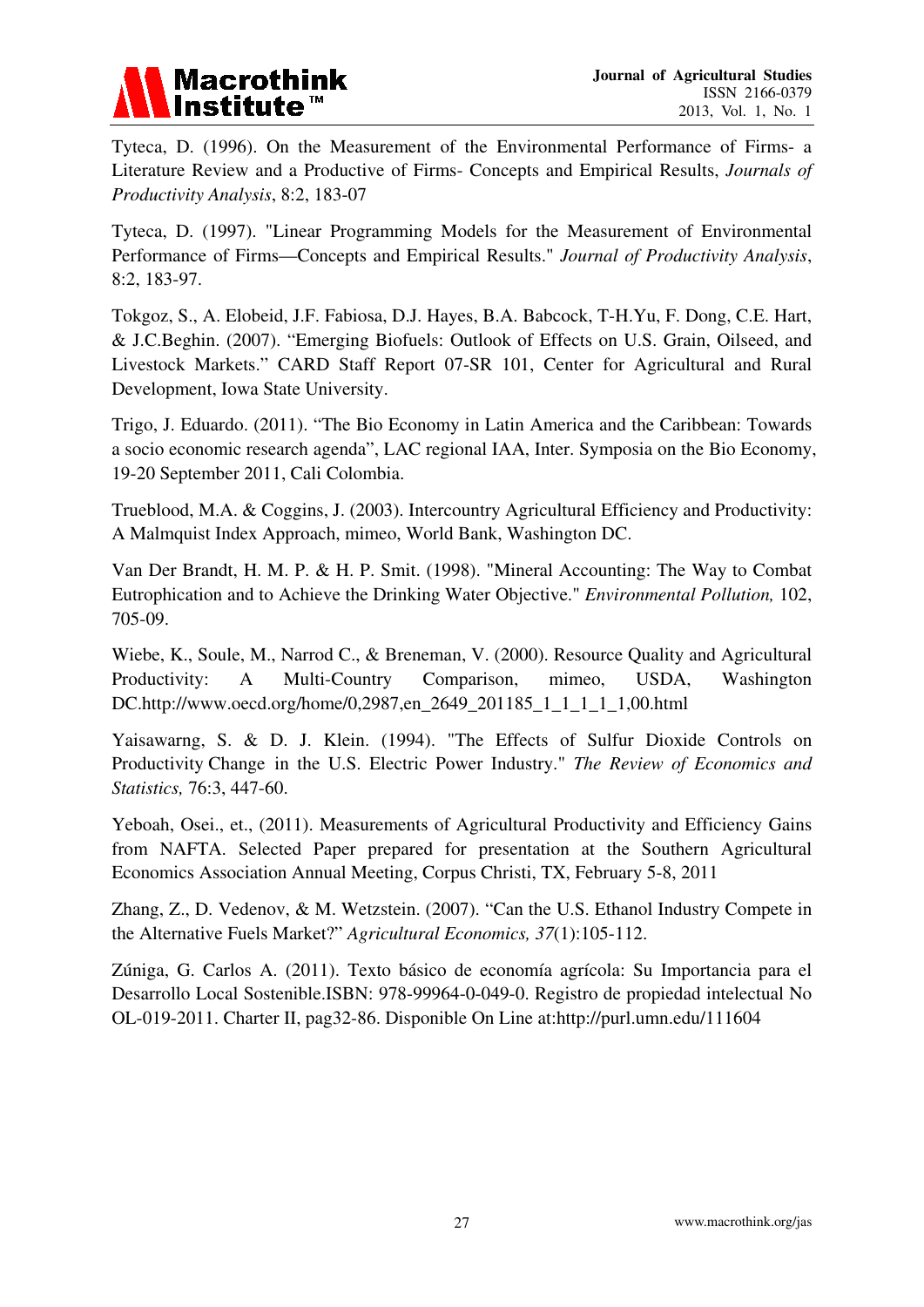Tyteca, D. (1996). On the Measurement of the Environmental Performance of Firms- a Literature Review and a Productive of Firms- Concepts and Empirical Results, *Journals of Productivity Analysis*, 8:2, 183-07

Tyteca, D. (1997). "Linear Programming Models for the Measurement of Environmental Performance of Firms—Concepts and Empirical Results." *Journal of Productivity Analysis*, 8:2, 183-97.

Tokgoz, S., A. Elobeid, J.F. Fabiosa, D.J. Hayes, B.A. Babcock, T-H.Yu, F. Dong, C.E. Hart, & J.C.Beghin. (2007). "Emerging Biofuels: Outlook of Effects on U.S. Grain, Oilseed, and Livestock Markets." CARD Staff Report 07-SR 101, Center for Agricultural and Rural Development, Iowa State University.

Trigo, J. Eduardo. (2011). "The Bio Economy in Latin America and the Caribbean: Towards a socio economic research agenda", LAC regional IAA, Inter. Symposia on the Bio Economy, 19-20 September 2011, Cali Colombia.

Trueblood, M.A. & Coggins, J. (2003). Intercountry Agricultural Efficiency and Productivity: A Malmquist Index Approach, mimeo, World Bank, Washington DC.

Van Der Brandt, H. M. P. & H. P. Smit. (1998). "Mineral Accounting: The Way to Combat Eutrophication and to Achieve the Drinking Water Objective." *Environmental Pollution,* 102, 705-09.

Wiebe, K., Soule, M., Narrod C., & Breneman, V. (2000). Resource Quality and Agricultural Productivity: A Multi-Country Comparison, mimeo, USDA, Washington DC.http://www.oecd.org/home/0,2987,en_2649_201185_1_1_1_1_1,00.html

Yaisawarng, S. & D. J. Klein. (1994). "The Effects of Sulfur Dioxide Controls on Productivity Change in the U.S. Electric Power Industry." *The Review of Economics and Statistics,* 76:3, 447-60.

Yeboah, Osei., et., (2011). Measurements of Agricultural Productivity and Efficiency Gains from NAFTA. Selected Paper prepared for presentation at the Southern Agricultural Economics Association Annual Meeting, Corpus Christi, TX, February 5-8, 2011

Zhang, Z., D. Vedenov, & M. Wetzstein. (2007). "Can the U.S. Ethanol Industry Compete in the Alternative Fuels Market?" *Agricultural Economics, 37*(1):105-112.

Zúniga, G. Carlos A. (2011). Texto básico de economía agrícola: Su Importancia para el Desarrollo Local Sostenible.ISBN: 978-99964-0-049-0. Registro de propiedad intelectual No OL-019-2011. Charter II, pag32-86. Disponible On Line at:http://purl.umn.edu/111604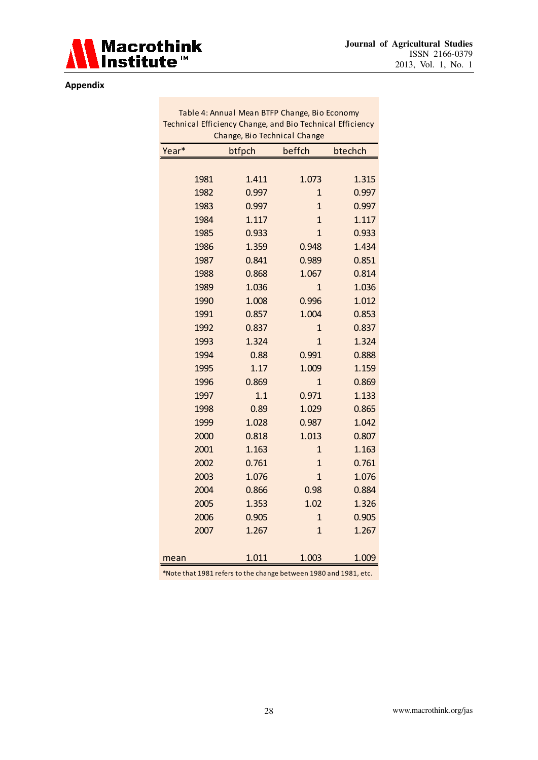## Appendix

Table 4: Annual Mean BTFP Change, Bio Economy Technical Efficiency Change, and Bio Technical Efficiency Change, Bio Technical Change

| Year* | btfpch | beffch | btechch |
|---|---|---|---|
| 1981 | 1.411 | 1.073 | 1.315 |
| 1982 | 0.997 | 1 | 0.997 |
| 1983 | 0.997 | 1 | 0.997 |
| 1984 | 1.117 | 1 | 1.117 |
| 1985 | 0.933 | 1 | 0.933 |
| 1986 | 1.359 | 0.948 | 1.434 |
| 1987 | 0.841 | 0.989 | 0.851 |
| 1988 | 0.868 | 1.067 | 0.814 |
| 1989 | 1.036 | 1 | 1.036 |
| 1990 | 1.008 | 0.996 | 1.012 |
| 1991 | 0.857 | 1.004 | 0.853 |
| 1992 | 0.837 | 1 | 0.837 |
| 1993 | 1.324 | 1 | 1.324 |
| 1994 | 0.88 | 0.991 | 0.888 |
| 1995 | 1.17 | 1.009 | 1.159 |
| 1996 | 0.869 | 1 | 0.869 |
| 1997 | 1.1 | 0.971 | 1.133 |
| 1998 | 0.89 | 1.029 | 0.865 |
| 1999 | 1.028 | 0.987 | 1.042 |
| 2000 | 0.818 | 1.013 | 0.807 |
| 2001 | 1.163 | 1 | 1.163 |
| 2002 | 0.761 | 1 | 0.761 |
| 2003 | 1.076 | 1 | 1.076 |
| 2004 | 0.866 | 0.98 | 0.884 |
| 2005 | 1.353 | 1.02 | 1.326 |
| 2006 | 0.905 | 1 | 0.905 |
| 2007 | 1.267 | 1 | 1.267 |
| mean | 1.011 | 1.003 | 1.009 |

*Note that 1981 refers to the change between 1980 and 1981, etc.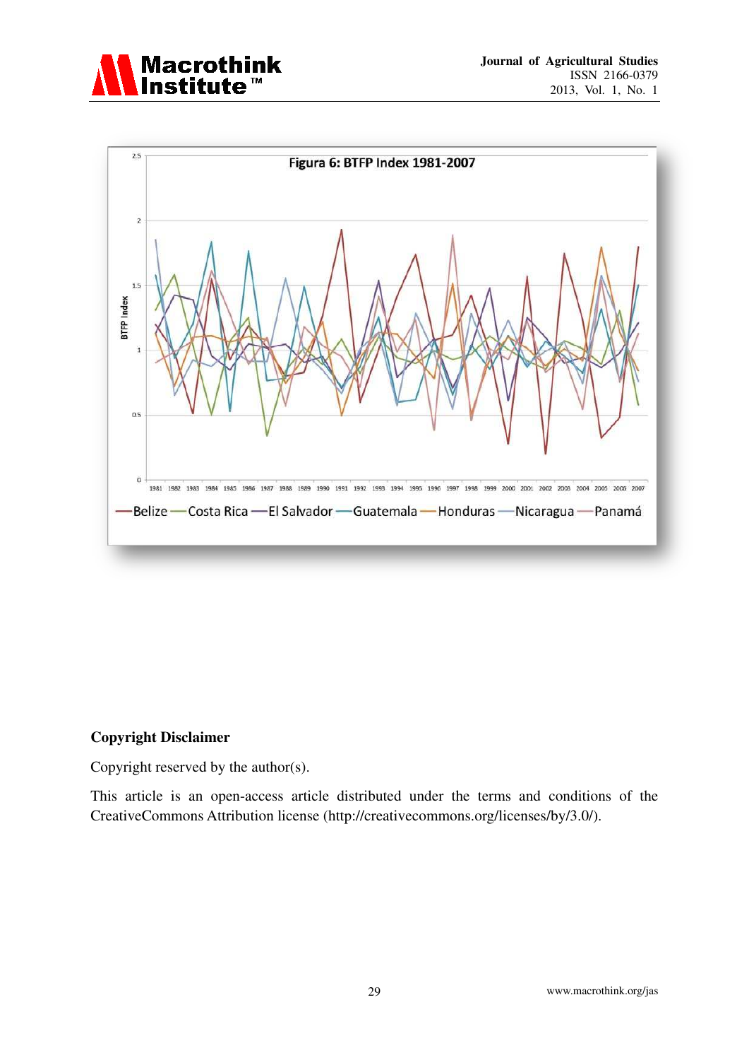Figura 6: BTFP Index 1981-2007

BTFP Index

2.5
2
1.5
1
0.5
0

1981 1982 1983 1984 1985 1986 1987 1988 1989 1990 1991 1992 1993 1994 1995 1996 1997 1998 1999 2000 2001 2002 2003 2004 2005 2006 2007

Belize Costa Rica El Salvador Guatemala Honduras Nicaragua Panamá

**Copyright Disclaimer**

Copyright reserved by the author(s).

This article is an open-access article distributed under the terms and conditions of the CreativeCommons Attribution license (http://creativecommons.org/licenses/by/3.0/).